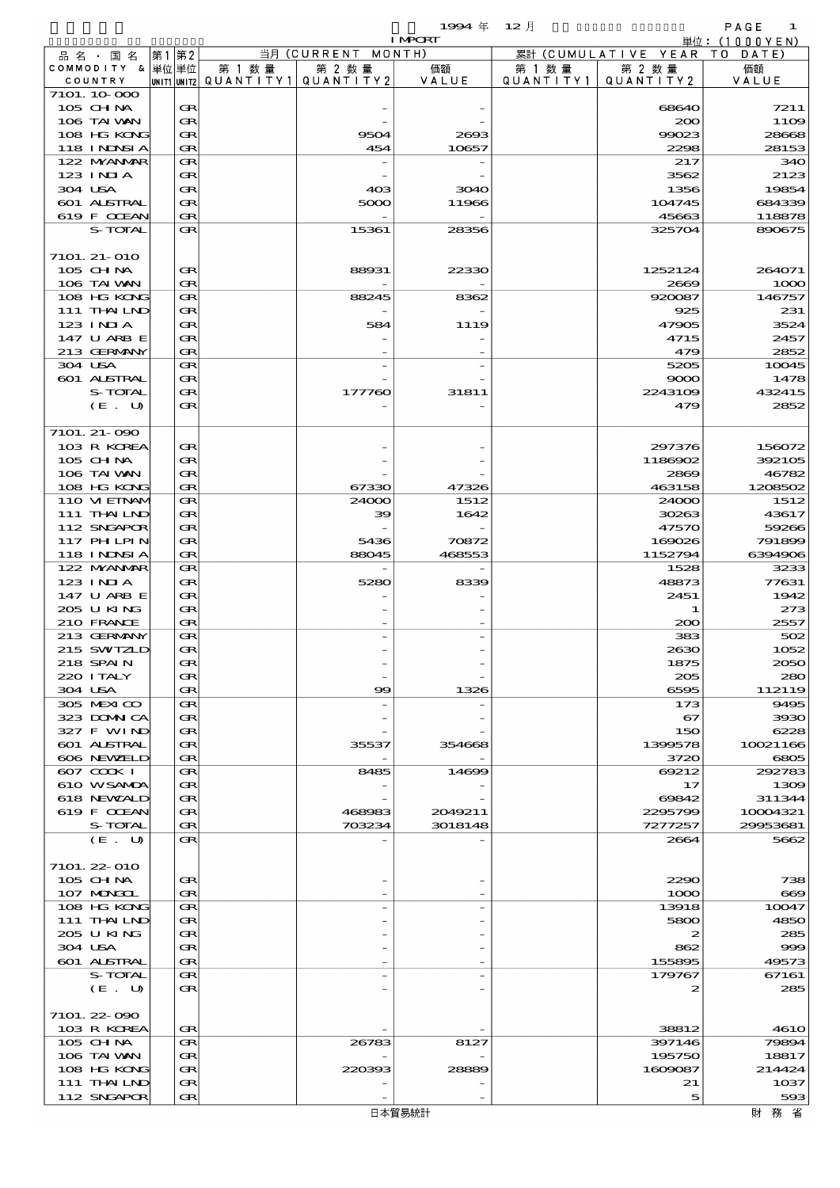1994 年 12 月 IMPORT

単位：(1000YEN)

| 品名・国名 COMMODITY & COUNTRY | 第1単位 UNIT1 | 第2単位 UNIT2 | 当月 (CURRENT MONTH) 第1数量 QUANTITY1 | 第2数量 QUANTITY2 | 価額 VALUE | 累計 (CUMULATIVE YEAR TO DATE) 第1数量 QUANTITY1 | 第2数量 QUANTITY2 | 価額 VALUE |
|---|---|---|---|---|---|---|---|---|
| 7101.10-000 | | | | | | | | |
| 105 CHINA | | GR | | - | - | | 68640 | 7211 |
| 106 TAIWAN | | GR | | - | - | | 200 | 1109 |
| 108 HG KONG | | GR | | 9504 | 2693 | | 99023 | 28668 |
| 118 INDNSIA | | GR | | 454 | 10657 | | 2298 | 28153 |
| 122 MYANMAR | | GR | | - | - | | 217 | 340 |
| 123 INDIA | | GR | | - | - | | 3562 | 2123 |
| 304 USA | | GR | | 403 | 3040 | | 1356 | 19854 |
| 601 AUSTRAL | | GR | | 5000 | 11966 | | 104745 | 684339 |
| 619 F OCEAN | | GR | | - | - | | 45663 | 118878 |
| S-TOTAL | | GR | | 15361 | 28356 | | 325704 | 890675 |
| 7101.21-010 | | | | | | | | |
| 105 CHINA | | GR | | 88931 | 22330 | | 1252124 | 264071 |
| 106 TAIWAN | | GR | | - | - | | 2669 | 1000 |
| 108 HG KONG | | GR | | 88245 | 8362 | | 920087 | 146757 |
| 111 THAILND | | GR | | - | - | | 925 | 231 |
| 123 INDIA | | GR | | 584 | 1119 | | 47905 | 3524 |
| 147 U ARB E | | GR | | - | - | | 4715 | 2457 |
| 213 GERMANY | | GR | | - | - | | 479 | 2852 |
| 304 USA | | GR | | - | - | | 5205 | 10045 |
| 601 AUSTRAL | | GR | | - | - | | 9000 | 1478 |
| S-TOTAL | | GR | | 177760 | 31811 | | 2243109 | 432415 |
| (E. U) | | GR | | - | - | | 479 | 2852 |
| 7101.21-090 | | | | | | | | |
| 103 R KOREA | | GR | | - | - | | 297376 | 156072 |
| 105 CHINA | | GR | | - | - | | 1186902 | 392105 |
| 106 TAIWAN | | GR | | - | - | | 2869 | 46782 |
| 108 HG KONG | | GR | | 67330 | 47326 | | 463158 | 1208502 |
| 110 VIETNAM | | GR | | 24000 | 1512 | | 24000 | 1512 |
| 111 THAILND | | GR | | 39 | 1642 | | 30263 | 43617 |
| 112 SNGAPOR | | GR | | - | - | | 47570 | 59266 |
| 117 PHILPIN | | GR | | 5436 | 70872 | | 169026 | 791899 |
| 118 INDNSIA | | GR | | 88045 | 468553 | | 1152794 | 6394906 |
| 122 MYANMAR | | GR | | - | - | | 1528 | 3233 |
| 123 INDIA | | GR | | 5280 | 8339 | | 48873 | 77631 |
| 147 U ARB E | | GR | | - | - | | 2451 | 1942 |
| 205 U KING | | GR | | - | - | | 1 | 273 |
| 210 FRANCE | | GR | | - | - | | 200 | 2557 |
| 213 GERMANY | | GR | | - | - | | 383 | 502 |
| 215 SWITZLD | | GR | | - | - | | 2630 | 1052 |
| 218 SPAIN | | GR | | - | - | | 1875 | 2050 |
| 220 ITALY | | GR | | - | - | | 205 | 280 |
| 304 USA | | GR | | 99 | 1326 | | 6595 | 112119 |
| 305 MEXICO | | GR | | - | - | | 173 | 9495 |
| 323 DOMNICA | | GR | | - | - | | 67 | 3930 |
| 327 F WIND | | GR | | - | - | | 150 | 6228 |
| 601 AUSTRAL | | GR | | 35537 | 354668 | | 1399578 | 10021166 |
| 606 NEWZELD | | GR | | - | - | | 3720 | 6805 |
| 607 COOK I | | GR | | 8485 | 14699 | | 69212 | 292783 |
| 610 W SAMOA | | GR | | - | - | | 17 | 1309 |
| 618 NEWCALD | | GR | | - | - | | 69842 | 311344 |
| 619 F OCEAN | | GR | | 468983 | 2049211 | | 2295799 | 10004321 |
| S-TOTAL | | GR | | 703234 | 3018148 | | 7277257 | 29953681 |
| (E. U) | | GR | | - | - | | 2664 | 5662 |
| 7101.22-010 | | | | | | | | |
| 105 CHINA | | GR | | - | - | | 2290 | 738 |
| 107 MONGOL | | GR | | - | - | | 1000 | 669 |
| 108 HG KONG | | GR | | - | - | | 13918 | 10047 |
| 111 THAILND | | GR | | - | - | | 5800 | 4850 |
| 205 U KING | | GR | | - | - | | 2 | 285 |
| 304 USA | | GR | | - | - | | 862 | 999 |
| 601 AUSTRAL | | GR | | - | - | | 155895 | 49573 |
| S-TOTAL | | GR | | - | - | | 179767 | 67161 |
| (E. U) | | GR | | - | - | | 2 | 285 |
| 7101.22-090 | | | | | | | | |
| 103 R KOREA | | GR | | - | - | | 38812 | 4610 |
| 105 CHINA | | GR | | 26783 | 8127 | | 397146 | 79894 |
| 106 TAIWAN | | GR | | - | - | | 195750 | 18817 |
| 108 HG KONG | | GR | | 220393 | 28889 | | 1609087 | 214424 |
| 111 THAILND | | GR | | - | - | | 21 | 1037 |
| 112 SNGAPOR | | GR | | - | - | | 5 | 593 |

日本貿易統計　　財務省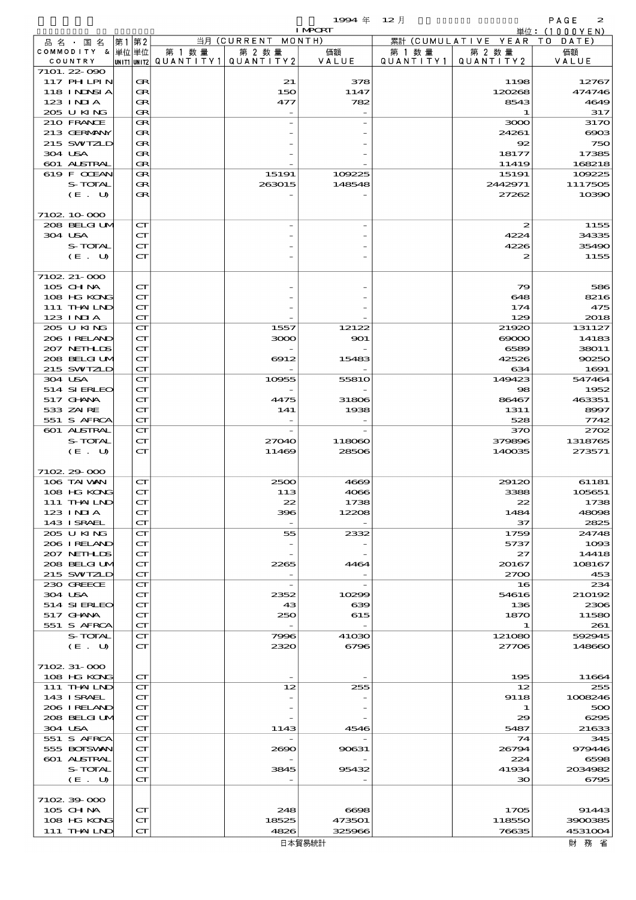1994 年 12 月 IMPORT

単位：(1000YEN)

| 品名・国名 COMMODITY & COUNTRY | 第1 単位 UNIT1 | 第2 単位 UNIT2 | 当月 (CURRENT MONTH) 第1数量 QUANTITY1 | 第2数量 QUANTITY2 | 価額 VALUE | 累計 (CUMULATIVE YEAR TO DATE) 第1数量 QUANTITY1 | 第2数量 QUANTITY2 | 価額 VALUE |
|---|---|---|---|---|---|---|---|---|
| 7101.22-090 | | | | | | | | |
| 117 PHILPIN | | GR | | 21 | 378 | | 1198 | 12767 |
| 118 INDNSIA | | GR | | 150 | 1147 | | 120268 | 474746 |
| 123 INDIA | | GR | | 477 | 782 | | 8543 | 4649 |
| 205 U KING | | GR | | - | - | | 1 | 317 |
| 210 FRANCE | | GR | | - | - | | 3000 | 3170 |
| 213 GERMANY | | GR | | - | - | | 24261 | 6903 |
| 215 SWITZLD | | GR | | - | - | | 92 | 750 |
| 304 USA | | GR | | - | - | | 18177 | 17385 |
| 601 AUSTRAL | | GR | | - | - | | 11419 | 168218 |
| 619 F OCEAN | | GR | | 15191 | 109225 | | 15191 | 109225 |
| S-TOTAL | | GR | | 263015 | 148548 | | 2442971 | 1117505 |
| (E. U) | | GR | | - | - | | 27262 | 10390 |
| 7102.10-000 | | | | | | | | |
| 208 BELGIUM | | CT | | - | - | | 2 | 1155 |
| 304 USA | | CT | | - | - | | 4224 | 34335 |
| S-TOTAL | | CT | | - | - | | 4226 | 35490 |
| (E. U) | | CT | | - | - | | 2 | 1155 |
| 7102.21-000 | | | | | | | | |
| 105 CHINA | | CT | | - | - | | 79 | 586 |
| 108 HG KONG | | CT | | - | - | | 648 | 8216 |
| 111 THAILND | | CT | | - | - | | 174 | 475 |
| 123 INDIA | | CT | | - | - | | 129 | 2018 |
| 205 U KING | | CT | | 1557 | 12122 | | 21920 | 131127 |
| 206 IRELAND | | CT | | 3000 | 901 | | 69000 | 14183 |
| 207 NETHLDS | | CT | | - | - | | 6589 | 38011 |
| 208 BELGIUM | | CT | | 6912 | 15483 | | 42526 | 90250 |
| 215 SWITZLD | | CT | | - | - | | 634 | 1691 |
| 304 USA | | CT | | 10955 | 55810 | | 149423 | 547464 |
| 514 SIERLEO | | CT | | - | - | | 98 | 1952 |
| 517 GHANA | | CT | | 4475 | 31806 | | 86467 | 463351 |
| 533 ZAIRE | | CT | | 141 | 1938 | | 1311 | 8997 |
| 551 S AFRCA | | CT | | - | - | | 528 | 7742 |
| 601 AUSTRAL | | CT | | - | - | | 370 | 2702 |
| S-TOTAL | | CT | | 27040 | 118060 | | 379896 | 1318765 |
| (E. U) | | CT | | 11469 | 28506 | | 140035 | 273571 |
| 7102.29-000 | | | | | | | | |
| 106 TAIWAN | | CT | | 2500 | 4669 | | 29120 | 61181 |
| 108 HG KONG | | CT | | 113 | 4066 | | 3388 | 105651 |
| 111 THAILND | | CT | | 22 | 1738 | | 22 | 1738 |
| 123 INDIA | | CT | | 396 | 12208 | | 1484 | 48098 |
| 143 ISRAEL | | CT | | - | - | | 37 | 2825 |
| 205 U KING | | CT | | 55 | 2332 | | 1759 | 24748 |
| 206 IRELAND | | CT | | - | - | | 5737 | 1093 |
| 207 NETHLDS | | CT | | - | - | | 27 | 14418 |
| 208 BELGIUM | | CT | | 2265 | 4464 | | 20167 | 108167 |
| 215 SWITZLD | | CT | | - | - | | 2700 | 453 |
| 230 GREECE | | CT | | - | - | | 16 | 234 |
| 304 USA | | CT | | 2352 | 10299 | | 54616 | 210192 |
| 514 SIERLEO | | CT | | 43 | 639 | | 136 | 2306 |
| 517 GHANA | | CT | | 250 | 615 | | 1870 | 11580 |
| 551 S AFRCA | | CT | | - | - | | 1 | 261 |
| S-TOTAL | | CT | | 7996 | 41030 | | 121080 | 592945 |
| (E. U) | | CT | | 2320 | 6796 | | 27706 | 148660 |
| 7102.31-000 | | | | | | | | |
| 108 HG KONG | | CT | | - | - | | 195 | 11664 |
| 111 THAILND | | CT | | 12 | 255 | | 12 | 255 |
| 143 ISRAEL | | CT | | - | - | | 9118 | 1008246 |
| 206 IRELAND | | CT | | - | - | | 1 | 500 |
| 208 BELGIUM | | CT | | - | - | | 29 | 6295 |
| 304 USA | | CT | | 1143 | 4546 | | 5487 | 21633 |
| 551 S AFRCA | | CT | | - | - | | 74 | 345 |
| 555 BOTSWAN | | CT | | 2690 | 90631 | | 26794 | 979446 |
| 601 AUSTRAL | | CT | | - | - | | 224 | 6598 |
| S-TOTAL | | CT | | 3845 | 95432 | | 41934 | 2034982 |
| (E. U) | | CT | | - | - | | 30 | 6795 |
| 7102.39-000 | | | | | | | | |
| 105 CHINA | | CT | | 248 | 6698 | | 1705 | 91443 |
| 108 HG KONG | | CT | | 18525 | 473501 | | 118550 | 3900385 |
| 111 THAILND | | CT | | 4826 | 325966 | | 76635 | 4531004 |

日本貿易統計 財務省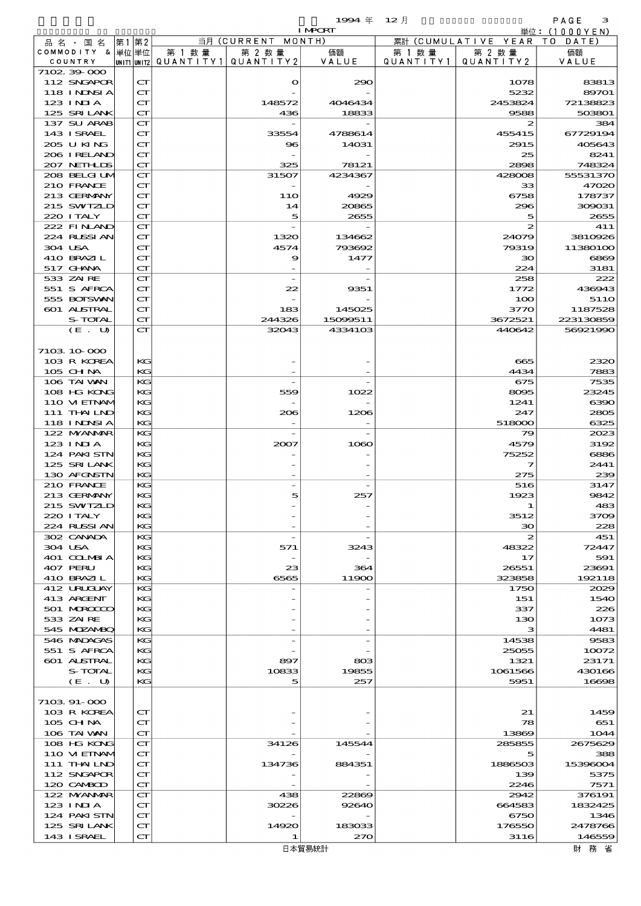1994 年 12 月 IMPORT

単位：(1000YEN)

| 品名・国名 COMMODITY & COUNTRY | 第1 単位 UNIT1 | 第2 単位 UNIT2 | 当月 (CURRENT MONTH) 第1数量 QUANTITY1 | 第2数量 QUANTITY2 | 価額 VALUE | 累計 (CUMULATIVE YEAR TO DATE) 第1数量 QUANTITY1 | 第2数量 QUANTITY2 | 価額 VALUE |
|---|---|---|---|---|---|---|---|---|
| 7102.39-000 | | | | | | | | |
| 112 SNGAPOR | | CT | | 0 | 290 | | 1078 | 83813 |
| 118 INDNSIA | | CT | | - | - | | 5232 | 89701 |
| 123 INDIA | | CT | | 148572 | 4046434 | | 2453824 | 72138823 |
| 125 SRI LANK | | CT | | 436 | 18833 | | 9588 | 503801 |
| 137 SU ARAB | | CT | | - | - | | 2 | 384 |
| 143 ISRAEL | | CT | | 33554 | 4788614 | | 455415 | 67729194 |
| 205 U KING | | CT | | 96 | 14031 | | 2915 | 405643 |
| 206 IRELAND | | CT | | - | - | | 25 | 8241 |
| 207 NETHLDS | | CT | | 325 | 78121 | | 2898 | 748324 |
| 208 BELGIUM | | CT | | 31507 | 4234367 | | 428008 | 55531370 |
| 210 FRANCE | | CT | | - | - | | 33 | 47020 |
| 213 GERMANY | | CT | | 110 | 4929 | | 6758 | 178737 |
| 215 SWITZLD | | CT | | 14 | 20865 | | 296 | 309031 |
| 220 ITALY | | CT | | 5 | 2655 | | 5 | 2655 |
| 222 FINLAND | | CT | | - | - | | 2 | 411 |
| 224 RUSSIAN | | CT | | 1320 | 134662 | | 24079 | 3810926 |
| 304 USA | | CT | | 4574 | 793692 | | 79319 | 11380100 |
| 410 BRAZIL | | CT | | 9 | 1477 | | 30 | 6869 |
| 517 GHANA | | CT | | - | - | | 224 | 3181 |
| 533 ZAIRE | | CT | | - | - | | 258 | 222 |
| 551 S AFRCA | | CT | | 22 | 9351 | | 1772 | 436943 |
| 555 BOTSWAN | | CT | | - | - | | 100 | 5110 |
| 601 AUSTRAL | | CT | | 183 | 145025 | | 3770 | 1187528 |
| S-TOTAL | | CT | | 244326 | 15099511 | | 3672521 | 223130859 |
| (E. U) | | CT | | 32043 | 4334103 | | 440642 | 56921990 |
| 7103.10-000 | | | | | | | | |
| 103 R KOREA | | KG | | - | - | | 665 | 2320 |
| 105 CHINA | | KG | | - | - | | 4434 | 7883 |
| 106 TAIWAN | | KG | | - | - | | 675 | 7535 |
| 108 HG KONG | | KG | | 559 | 1022 | | 8095 | 23245 |
| 110 VIETNAM | | KG | | - | - | | 1241 | 6390 |
| 111 THAILND | | KG | | 206 | 1206 | | 247 | 2805 |
| 118 INDNSIA | | KG | | - | - | | 518000 | 6325 |
| 122 MYANMAR | | KG | | - | - | | 79 | 2023 |
| 123 INDIA | | KG | | 2007 | 1060 | | 4579 | 3192 |
| 124 PAKISTN | | KG | | - | - | | 75252 | 6886 |
| 125 SRI LANK | | KG | | - | - | | 7 | 2441 |
| 130 AFGNSTN | | KG | | - | - | | 275 | 239 |
| 210 FRANCE | | KG | | - | - | | 516 | 3147 |
| 213 GERMANY | | KG | | 5 | 257 | | 1923 | 9842 |
| 215 SWITZLD | | KG | | - | - | | 1 | 483 |
| 220 ITALY | | KG | | - | - | | 3512 | 3709 |
| 224 RUSSIAN | | KG | | - | - | | 30 | 228 |
| 302 CANADA | | KG | | - | - | | 2 | 451 |
| 304 USA | | KG | | 571 | 3243 | | 48322 | 72447 |
| 401 COLMBIA | | KG | | - | - | | 17 | 591 |
| 407 PERU | | KG | | 23 | 364 | | 26551 | 23691 |
| 410 BRAZIL | | KG | | 6565 | 11900 | | 323858 | 192118 |
| 412 URUGUAY | | KG | | - | - | | 1750 | 2029 |
| 413 ARGENT | | KG | | - | - | | 151 | 1540 |
| 501 MOROCCO | | KG | | - | - | | 337 | 226 |
| 533 ZAIRE | | KG | | - | - | | 130 | 1073 |
| 545 MOZAMBQ | | KG | | - | - | | 3 | 4481 |
| 546 MADAGAS | | KG | | - | - | | 14538 | 9583 |
| 551 S AFRCA | | KG | | - | - | | 25055 | 10072 |
| 601 AUSTRAL | | KG | | 897 | 803 | | 1321 | 23171 |
| S-TOTAL | | KG | | 10833 | 19855 | | 1061566 | 430166 |
| (E. U) | | KG | | 5 | 257 | | 5951 | 16698 |
| 7103.91-000 | | | | | | | | |
| 103 R KOREA | | CT | | - | - | | 21 | 1459 |
| 105 CHINA | | CT | | - | - | | 78 | 651 |
| 106 TAIWAN | | CT | | - | - | | 13869 | 1044 |
| 108 HG KONG | | CT | | 34126 | 145544 | | 285855 | 2675629 |
| 110 VIETNAM | | CT | | - | - | | 5 | 388 |
| 111 THAILND | | CT | | 134736 | 884351 | | 1886503 | 15396004 |
| 112 SNGAPOR | | CT | | - | - | | 139 | 5375 |
| 120 CAMBOD | | CT | | - | - | | 2246 | 7571 |
| 122 MYANMAR | | CT | | 438 | 22869 | | 2942 | 376191 |
| 123 INDIA | | CT | | 30226 | 92640 | | 664583 | 1832425 |
| 124 PAKISTN | | CT | | - | - | | 6750 | 1346 |
| 125 SRI LANK | | CT | | 14920 | 183033 | | 176550 | 2478766 |
| 143 ISRAEL | | CT | | 1 | 270 | | 3116 | 146559 |

日本貿易統計　　財務省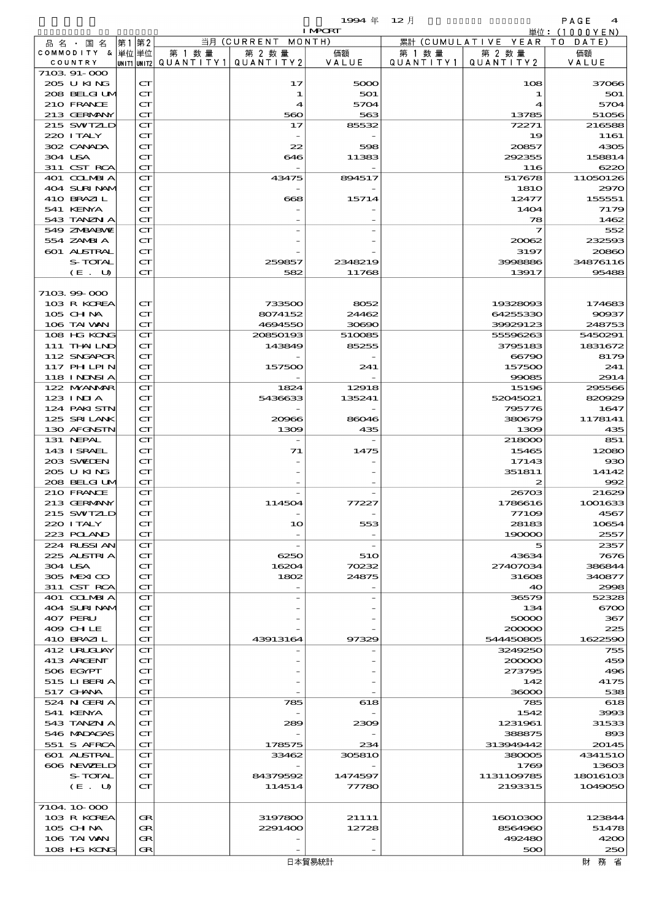1994 年 12 月 IMPORT

単位：(1000YEN)

| 品名・国名 COMMODITY & COUNTRY | 第1 単位 UNIT1 | 第2 単位 UNIT2 | 当月 (CURRENT MONTH) 第1数量 QUANTITY1 | 第2数量 QUANTITY2 | 価額 VALUE | 累計 (CUMULATIVE YEAR TO DATE) 第1数量 QUANTITY1 | 第2数量 QUANTITY2 | 価額 VALUE |
|---|---|---|---|---|---|---|---|---|
| 7103.91-000 | | | | | | | | |
| 205 U KING | | CT | | 17 | 5000 | | 108 | 37066 |
| 208 BELGIUM | | CT | | 1 | 501 | | 1 | 501 |
| 210 FRANCE | | CT | | 4 | 5704 | | 4 | 5704 |
| 213 GERMANY | | CT | | 560 | 563 | | 13785 | 51056 |
| 215 SWTZLD | | CT | | 17 | 85532 | | 72271 | 216588 |
| 220 ITALY | | CT | | - | - | | 19 | 1161 |
| 302 CANADA | | CT | | 22 | 598 | | 20857 | 4305 |
| 304 USA | | CT | | 646 | 11383 | | 292355 | 158814 |
| 311 CST RCA | | CT | | - | - | | 116 | 6220 |
| 401 COLMBIA | | CT | | 43475 | 894517 | | 517678 | 11050126 |
| 404 SURINAM | | CT | | - | - | | 1810 | 2970 |
| 410 BRAZIL | | CT | | 668 | 15714 | | 12477 | 155551 |
| 541 KENYA | | CT | | - | - | | 1404 | 7179 |
| 543 TANZNIA | | CT | | - | - | | 78 | 1462 |
| 549 ZMBABWE | | CT | | - | - | | 7 | 552 |
| 554 ZAMBIA | | CT | | - | - | | 20062 | 232593 |
| 601 AUSTRAL | | CT | | - | - | | 3197 | 20860 |
| S-TOTAL | | CT | | 259857 | 2348219 | | 3998886 | 34876116 |
| (E. U) | | CT | | 582 | 11768 | | 13917 | 95488 |
| 7103.99-000 | | | | | | | | |
| 103 R KOREA | | CT | | 733500 | 8052 | | 19328093 | 174683 |
| 105 CHINA | | CT | | 8074152 | 24462 | | 64255330 | 90937 |
| 106 TAIWAN | | CT | | 4694550 | 30690 | | 39929123 | 248753 |
| 108 HG KONG | | CT | | 20850193 | 510085 | | 55596263 | 5450291 |
| 111 THAILND | | CT | | 143849 | 85255 | | 3795183 | 1831672 |
| 112 SNGAPOR | | CT | | - | - | | 66790 | 8179 |
| 117 PHLPIN | | CT | | 157500 | 241 | | 157500 | 241 |
| 118 INDNSIA | | CT | | - | - | | 99085 | 2914 |
| 122 MYANMAR | | CT | | 1824 | 12918 | | 15196 | 295566 |
| 123 INDIA | | CT | | 5436633 | 135241 | | 52045021 | 820929 |
| 124 PAKISTN | | CT | | - | - | | 795776 | 1647 |
| 125 SRI LANK | | CT | | 20966 | 86046 | | 380679 | 1178141 |
| 130 AFGNSTN | | CT | | 1309 | 435 | | 1309 | 435 |
| 131 NEPAL | | CT | | - | - | | 218000 | 851 |
| 143 ISRAEL | | CT | | 71 | 1475 | | 15465 | 12080 |
| 203 SWEDEN | | CT | | - | - | | 17143 | 930 |
| 205 U KING | | CT | | - | - | | 351811 | 14142 |
| 208 BELGIUM | | CT | | - | - | | 2 | 992 |
| 210 FRANCE | | CT | | - | - | | 26703 | 21629 |
| 213 GERMANY | | CT | | 114504 | 77227 | | 1786616 | 1001633 |
| 215 SWTZLD | | CT | | - | - | | 77109 | 4567 |
| 220 ITALY | | CT | | 10 | 553 | | 28183 | 10654 |
| 223 POLAND | | CT | | - | - | | 190000 | 2557 |
| 224 RUSSIAN | | CT | | - | - | | 5 | 2357 |
| 225 AUSTRIA | | CT | | 6250 | 510 | | 43634 | 7676 |
| 304 USA | | CT | | 16204 | 70232 | | 27407034 | 386844 |
| 305 MEXICO | | CT | | 1802 | 24875 | | 31608 | 340877 |
| 311 CST RCA | | CT | | - | - | | 40 | 2998 |
| 401 COLMBIA | | CT | | - | - | | 36579 | 52328 |
| 404 SURINAM | | CT | | - | - | | 134 | 6700 |
| 407 PERU | | CT | | - | - | | 50000 | 367 |
| 409 CHILE | | CT | | - | - | | 200000 | 225 |
| 410 BRAZIL | | CT | | 43913164 | 97329 | | 544450805 | 1622590 |
| 412 URUGUAY | | CT | | - | - | | 3249250 | 755 |
| 413 ARGENT | | CT | | - | - | | 200000 | 459 |
| 506 EGYPT | | CT | | - | - | | 273795 | 496 |
| 515 LIBERIA | | CT | | - | - | | 142 | 4175 |
| 517 GHANA | | CT | | - | - | | 36000 | 538 |
| 524 NIGERIA | | CT | | 785 | 618 | | 785 | 618 |
| 541 KENYA | | CT | | - | - | | 1542 | 3993 |
| 543 TANZNIA | | CT | | 289 | 2309 | | 1231961 | 31533 |
| 546 MADAGAS | | CT | | - | - | | 388875 | 893 |
| 551 S AFRCA | | CT | | 178575 | 234 | | 313949442 | 20145 |
| 601 AUSTRAL | | CT | | 33462 | 305810 | | 380005 | 4341510 |
| 606 NEWZELD | | CT | | - | - | | 1769 | 13603 |
| S-TOTAL | | CT | | 84379592 | 1474597 | | 1131109785 | 18016103 |
| (E. U) | | CT | | 114514 | 77780 | | 2193315 | 1049050 |
| 7104.10-000 | | | | | | | | |
| 103 R KOREA | | GR | | 3197800 | 21111 | | 16010300 | 123844 |
| 105 CHINA | | GR | | 2291400 | 12728 | | 8564960 | 51478 |
| 106 TAIWAN | | GR | | - | - | | 492480 | 4200 |
| 108 HG KONG | | GR | | - | - | | 500 | 250 |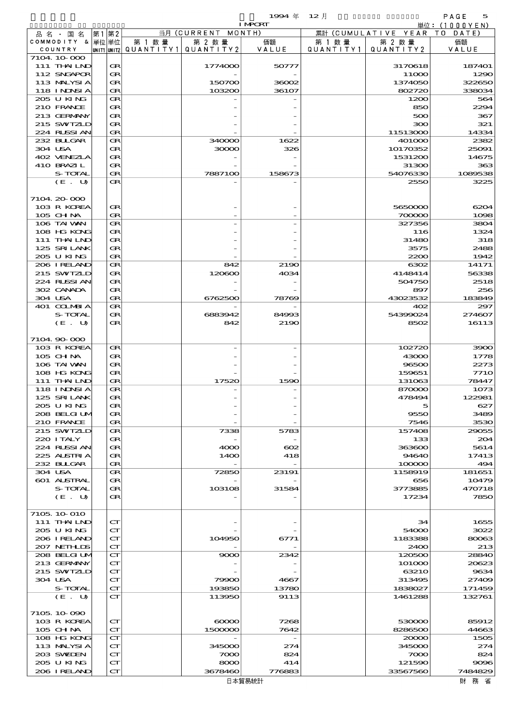1994 年 12 月 IMPORT

単位：(1000YEN)

| 品名・国名 COMMODITY & COUNTRY | 第1 単位 UNIT1 | 第2 単位 UNIT2 | 当月 (CURRENT MONTH) 第1数量 QUANTITY1 | 第2数量 QUANTITY2 | 価額 VALUE | 累計 (CUMULATIVE YEAR TO DATE) 第1数量 QUANTITY1 | 第2数量 QUANTITY2 | 価額 VALUE |
|---|---|---|---|---|---|---|---|---|
| 7104.10-000 | | | | | | | | |
| 111 THAILND | | GR | | 1774000 | 50777 | | 3170618 | 187401 |
| 112 SNGAPOR | | GR | | - | - | | 11000 | 1290 |
| 113 MALYSIA | | GR | | 150700 | 36002 | | 1374050 | 322650 |
| 118 INDNSIA | | GR | | 103200 | 36107 | | 802720 | 338034 |
| 205 U KING | | GR | | - | - | | 1200 | 564 |
| 210 FRANCE | | GR | | - | - | | 850 | 2294 |
| 213 GERMANY | | GR | | - | - | | 500 | 367 |
| 215 SWITZLD | | GR | | - | - | | 300 | 321 |
| 224 RUSSIAN | | GR | | - | - | | 11513000 | 14334 |
| 232 BULGAR | | GR | | 340000 | 1622 | | 401000 | 2382 |
| 304 USA | | GR | | 30000 | 326 | | 10170352 | 25091 |
| 402 VENEZLA | | GR | | - | - | | 1531200 | 14675 |
| 410 BRAZIL | | GR | | - | - | | 31300 | 363 |
| S-TOTAL | | GR | | 7887100 | 158673 | | 54076330 | 1089538 |
| (E. U) | | GR | | - | - | | 2550 | 3225 |
| 7104.20-000 | | | | | | | | |
| 103 R KOREA | | GR | | - | - | | 5650000 | 6204 |
| 105 CHINA | | GR | | - | - | | 700000 | 1098 |
| 106 TAIWAN | | GR | | - | - | | 327356 | 3804 |
| 108 HG KONG | | GR | | - | - | | 116 | 1324 |
| 111 THAILND | | GR | | - | - | | 31480 | 318 |
| 125 SRI LANK | | GR | | - | - | | 3575 | 2488 |
| 205 U KING | | GR | | - | - | | 2200 | 1942 |
| 206 IRELAND | | GR | | 842 | 2190 | | 6302 | 14171 |
| 215 SWITZLD | | GR | | 120600 | 4034 | | 4148414 | 56338 |
| 224 RUSSIAN | | GR | | - | - | | 504750 | 2518 |
| 302 CANADA | | GR | | - | - | | 897 | 256 |
| 304 USA | | GR | | 6762500 | 78769 | | 43023532 | 183849 |
| 401 COLMBIA | | GR | | - | - | | 402 | 297 |
| S-TOTAL | | GR | | 6883942 | 84993 | | 54399024 | 274607 |
| (E. U) | | GR | | 842 | 2190 | | 8502 | 16113 |
| 7104.90-000 | | | | | | | | |
| 103 R KOREA | | GR | | - | - | | 102720 | 3900 |
| 105 CHINA | | GR | | - | - | | 43000 | 1778 |
| 106 TAIWAN | | GR | | - | - | | 96500 | 2273 |
| 108 HG KONG | | GR | | - | - | | 159651 | 7710 |
| 111 THAILND | | GR | | 17520 | 1590 | | 131063 | 78447 |
| 118 INDNSIA | | GR | | - | - | | 870000 | 1073 |
| 125 SRI LANK | | GR | | - | - | | 478494 | 122981 |
| 205 U KING | | GR | | - | - | | 5 | 627 |
| 208 BELGIUM | | GR | | - | - | | 9550 | 3489 |
| 210 FRANCE | | GR | | - | - | | 7546 | 3530 |
| 215 SWITZLD | | GR | | 7338 | 5783 | | 157408 | 29055 |
| 220 ITALY | | GR | | - | - | | 133 | 204 |
| 224 RUSSIAN | | GR | | 4000 | 602 | | 363600 | 5614 |
| 225 AUSTRIA | | GR | | 1400 | 418 | | 94640 | 17413 |
| 232 BULGAR | | GR | | - | - | | 100000 | 494 |
| 304 USA | | GR | | 72850 | 23191 | | 1158919 | 181651 |
| 601 AUSTRAL | | GR | | - | - | | 656 | 10479 |
| S-TOTAL | | GR | | 103108 | 31584 | | 3773885 | 470718 |
| (E. U) | | GR | | - | - | | 17234 | 7850 |
| 7105.10-010 | | | | | | | | |
| 111 THAILND | | CT | | - | - | | 34 | 1655 |
| 205 U KING | | CT | | - | - | | 54000 | 3022 |
| 206 IRELAND | | CT | | 104950 | 6771 | | 1183388 | 80063 |
| 207 NETHLDS | | CT | | - | - | | 2400 | 213 |
| 208 BELGIUM | | CT | | 9000 | 2342 | | 120500 | 28840 |
| 213 GERMANY | | CT | | - | - | | 101000 | 20623 |
| 215 SWITZLD | | CT | | - | - | | 63210 | 9634 |
| 304 USA | | CT | | 79900 | 4667 | | 313495 | 27409 |
| S-TOTAL | | CT | | 193850 | 13780 | | 1838027 | 171459 |
| (E. U) | | CT | | 113950 | 9113 | | 1461288 | 132761 |
| 7105.10-090 | | | | | | | | |
| 103 R KOREA | | CT | | 60000 | 7268 | | 530000 | 85912 |
| 105 CHINA | | CT | | 1500000 | 7642 | | 8286500 | 44663 |
| 108 HG KONG | | CT | | - | - | | 20000 | 1505 |
| 113 MALYSIA | | CT | | 345000 | 274 | | 345000 | 274 |
| 203 SWEDEN | | CT | | 7000 | 824 | | 7000 | 824 |
| 205 U KING | | CT | | 8000 | 414 | | 121590 | 9096 |
| 206 IRELAND | | CT | | 3678460 | 776883 | | 33567560 | 7484829 |

日本貿易統計　　財務省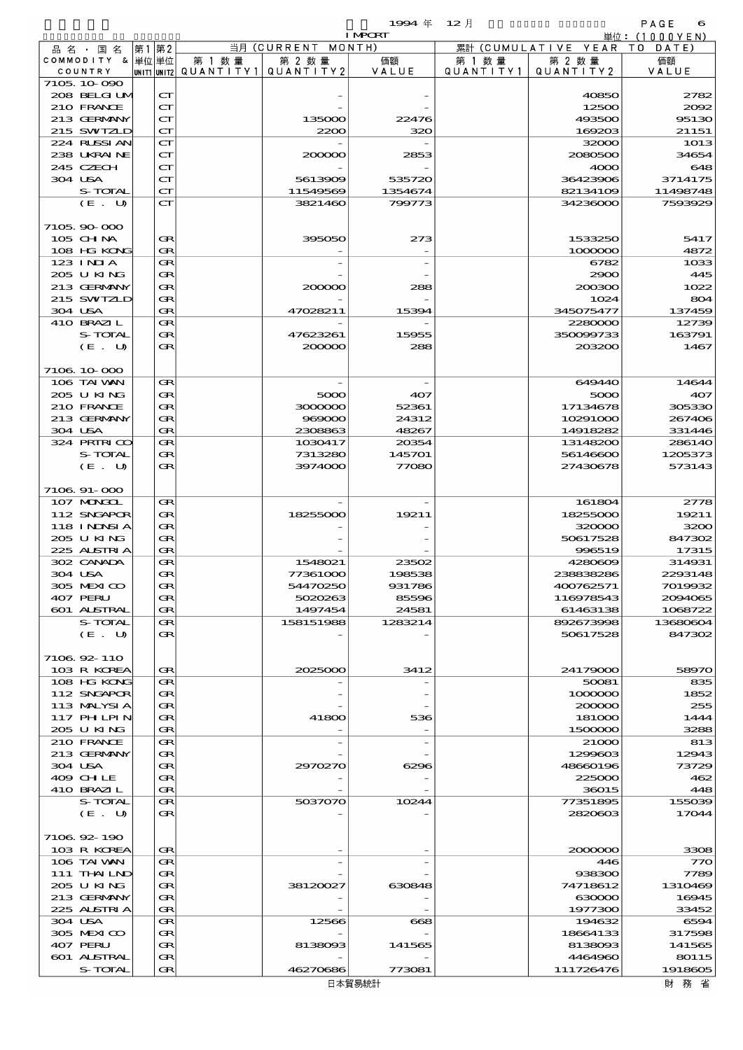| 品名・国名 COMMODITY & COUNTRY | 第1 単位 UNIT1 | 第2 単位 UNIT2 | 当月 (CURRENT MONTH) 第1数量 QUANTITY1 | 第2数量 QUANTITY2 | 価額 VALUE | 累計 (CUMULATIVE YEAR TO DATE) 第1数量 QUANTITY1 | 第2数量 QUANTITY2 | 価額 VALUE |
|---|---|---|---|---|---|---|---|---|
| 7105.10-090 | | | | | | | | |
| 208 BELGIUM | | CT | | - | - | | 40850 | 2782 |
| 210 FRANCE | | CT | | - | - | | 12500 | 2092 |
| 213 GERMANY | | CT | | 135000 | 22476 | | 493500 | 95130 |
| 215 SWITZLD | | CT | | 2200 | 320 | | 169203 | 21151 |
| 224 RUSSIAN | | CT | | - | - | | 32000 | 1013 |
| 238 UKRAINE | | CT | | 200000 | 2853 | | 2080500 | 34654 |
| 245 CZECH | | CT | | - | - | | 4000 | 648 |
| 304 USA | | CT | | 5613909 | 535720 | | 36423906 | 3714175 |
| S-TOTAL | | CT | | 11549569 | 1354674 | | 82134109 | 11498748 |
| (E. U) | | CT | | 3821460 | 799773 | | 34236000 | 7593929 |
| 7105.90-000 | | | | | | | | |
| 105 CHINA | | GR | | 395050 | 273 | | 1533250 | 5417 |
| 108 HG KONG | | GR | | - | - | | 1000000 | 4872 |
| 123 INDIA | | GR | | - | - | | 6782 | 1033 |
| 205 U KING | | GR | | - | - | | 2900 | 445 |
| 213 GERMANY | | GR | | 200000 | 288 | | 200300 | 1022 |
| 215 SWITZLD | | GR | | - | - | | 1024 | 804 |
| 304 USA | | GR | | 47028211 | 15394 | | 345075477 | 137459 |
| 410 BRAZIL | | GR | | - | - | | 2280000 | 12739 |
| S-TOTAL | | GR | | 47623261 | 15955 | | 350099733 | 163791 |
| (E. U) | | GR | | 200000 | 288 | | 203200 | 1467 |
| 7106.10-000 | | | | | | | | |
| 106 TAIWAN | | GR | | - | - | | 649440 | 14644 |
| 205 U KING | | GR | | 5000 | 407 | | 5000 | 407 |
| 210 FRANCE | | GR | | 3000000 | 52361 | | 17134678 | 305330 |
| 213 GERMANY | | GR | | 969000 | 24312 | | 10291000 | 267406 |
| 304 USA | | GR | | 2308863 | 48267 | | 14918282 | 331446 |
| 324 PRTRICO | | GR | | 1030417 | 20354 | | 13148200 | 286140 |
| S-TOTAL | | GR | | 7313280 | 145701 | | 56146600 | 1205373 |
| (E. U) | | GR | | 3974000 | 77080 | | 27430678 | 573143 |
| 7106.91-000 | | | | | | | | |
| 107 MONGOL | | GR | | - | - | | 161804 | 2778 |
| 112 SNGAPOR | | GR | | 18255000 | 19211 | | 18255000 | 19211 |
| 118 INDNSIA | | GR | | - | - | | 320000 | 3200 |
| 205 U KING | | GR | | - | - | | 50617528 | 847302 |
| 225 AUSTRIA | | GR | | - | - | | 996519 | 17315 |
| 302 CANADA | | GR | | 1548021 | 23502 | | 4280609 | 314931 |
| 304 USA | | GR | | 77361000 | 198538 | | 238838286 | 2293148 |
| 305 MEXICO | | GR | | 54470250 | 931786 | | 400762571 | 7019932 |
| 407 PERU | | GR | | 5020263 | 85596 | | 116978543 | 2094065 |
| 601 AUSTRAL | | GR | | 1497454 | 24581 | | 61463138 | 1068722 |
| S-TOTAL | | GR | | 158151988 | 1283214 | | 892673998 | 13680604 |
| (E. U) | | GR | | - | - | | 50617528 | 847302 |
| 7106.92-110 | | | | | | | | |
| 103 R KOREA | | GR | | 2025000 | 3412 | | 24179000 | 58970 |
| 108 HG KONG | | GR | | - | - | | 50081 | 835 |
| 112 SNGAPOR | | GR | | - | - | | 1000000 | 1852 |
| 113 MALYSIA | | GR | | - | - | | 200000 | 255 |
| 117 PHILPIN | | GR | | 41800 | 536 | | 181000 | 1444 |
| 205 U KING | | GR | | - | - | | 1500000 | 3288 |
| 210 FRANCE | | GR | | - | - | | 21000 | 813 |
| 213 GERMANY | | GR | | - | - | | 1299603 | 12943 |
| 304 USA | | GR | | 2970270 | 6296 | | 48660196 | 73729 |
| 409 CHILE | | GR | | - | - | | 225000 | 462 |
| 410 BRAZIL | | GR | | - | - | | 36015 | 448 |
| S-TOTAL | | GR | | 5037070 | 10244 | | 77351895 | 155039 |
| (E. U) | | GR | | - | - | | 2820603 | 17044 |
| 7106.92-190 | | | | | | | | |
| 103 R KOREA | | GR | | - | - | | 2000000 | 3308 |
| 106 TAIWAN | | GR | | - | - | | 446 | 770 |
| 111 THAILND | | GR | | - | - | | 938300 | 7789 |
| 205 U KING | | GR | | 38120027 | 630848 | | 74718612 | 1310469 |
| 213 GERMANY | | GR | | - | - | | 630000 | 16945 |
| 225 AUSTRIA | | GR | | - | - | | 1977300 | 33452 |
| 304 USA | | GR | | 12566 | 668 | | 194632 | 6594 |
| 305 MEXICO | | GR | | - | - | | 18664133 | 317598 |
| 407 PERU | | GR | | 8138093 | 141565 | | 8138093 | 141565 |
| 601 AUSTRAL | | GR | | - | - | | 4464960 | 80115 |
| S-TOTAL | | GR | | 46270686 | 773081 | | 111726476 | 1918605 |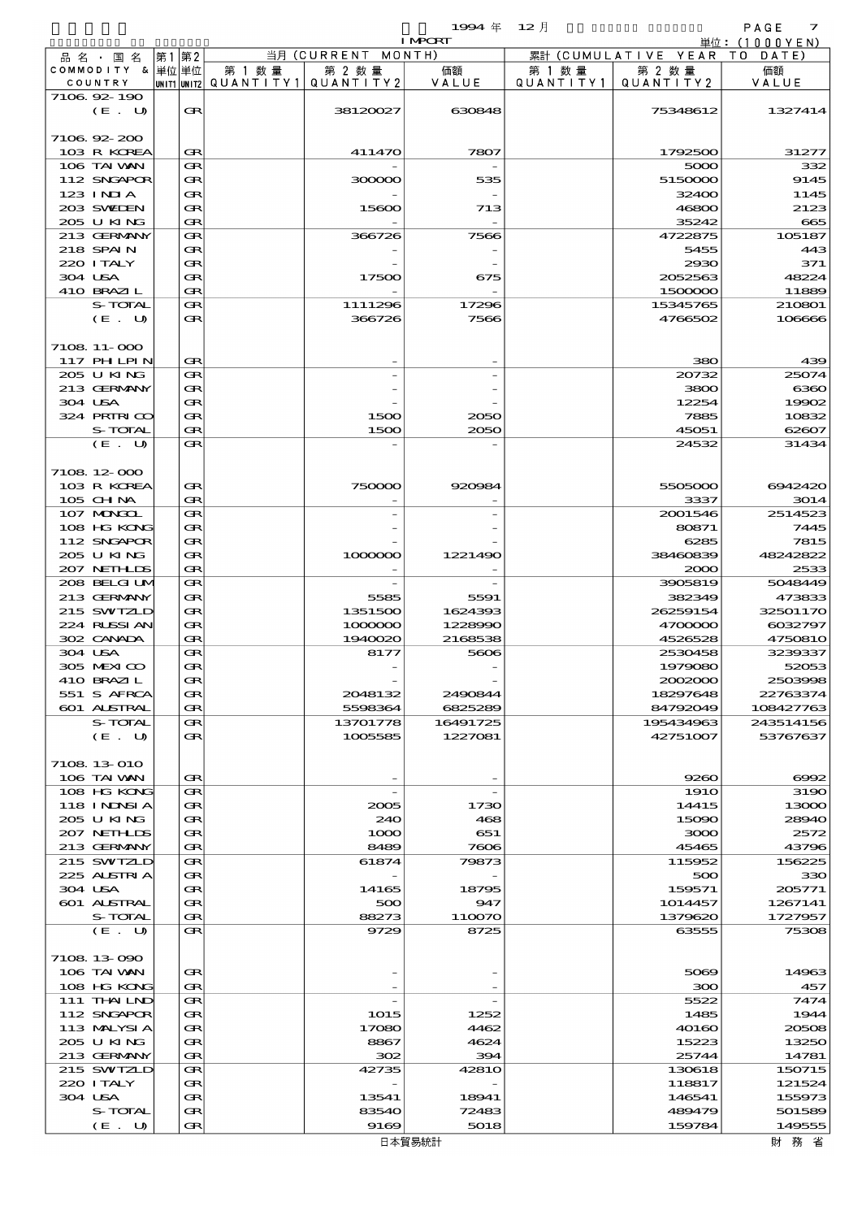1994 年 12 月 IMPORT 単位：(1000YEN)

| 品名・国名 COMMODITY & COUNTRY | 第1 単位 UNIT1 | 第2 単位 UNIT2 | 当月 (CURRENT MONTH) 第1数量 QUANTITY1 | 第2数量 QUANTITY2 | 価額 VALUE | 累計 (CUMULATIVE YEAR TO DATE) 第1数量 QUANTITY1 | 第2数量 QUANTITY2 | 価額 VALUE |
|---|---|---|---|---|---|---|---|---|
| 7106.92-190 | | | | | | | | |
| (E. U) | | GR | | 38120027 | 630848 | | 75348612 | 1327414 |
| 7106.92-200 | | | | | | | | |
| 103 R KOREA | | GR | | 411470 | 7807 | | 1792500 | 31277 |
| 106 TAIWAN | | GR | | - | - | | 5000 | 332 |
| 112 SNGAPOR | | GR | | 300000 | 535 | | 5150000 | 9145 |
| 123 INDIA | | GR | | - | - | | 32400 | 1145 |
| 203 SWEDEN | | GR | | 15600 | 713 | | 46800 | 2123 |
| 205 U KING | | GR | | - | - | | 35242 | 665 |
| 213 GERMANY | | GR | | 366726 | 7566 | | 4722875 | 105187 |
| 218 SPAIN | | GR | | - | - | | 5455 | 443 |
| 220 ITALY | | GR | | - | - | | 2930 | 371 |
| 304 USA | | GR | | 17500 | 675 | | 2052563 | 48224 |
| 410 BRAZIL | | GR | | - | - | | 1500000 | 11889 |
| S-TOTAL | | GR | | 1111296 | 17296 | | 15345765 | 210801 |
| (E. U) | | GR | | 366726 | 7566 | | 4766502 | 106666 |
| 7108.11-000 | | | | | | | | |
| 117 PHLPIN | | GR | | - | - | | 380 | 439 |
| 205 U KING | | GR | | - | - | | 20732 | 25074 |
| 213 GERMANY | | GR | | - | - | | 3800 | 6360 |
| 304 USA | | GR | | - | - | | 12254 | 19902 |
| 324 PRTRICO | | GR | | 1500 | 2050 | | 7885 | 10832 |
| S-TOTAL | | GR | | 1500 | 2050 | | 45051 | 62607 |
| (E. U) | | GR | | - | - | | 24532 | 31434 |
| 7108.12-000 | | | | | | | | |
| 103 R KOREA | | GR | | 750000 | 920984 | | 5505000 | 6942420 |
| 105 CHINA | | GR | | - | - | | 3337 | 3014 |
| 107 MONGOL | | GR | | - | - | | 2001546 | 2514523 |
| 108 HG KONG | | GR | | - | - | | 80871 | 7445 |
| 112 SNGAPOR | | GR | | - | - | | 6285 | 7815 |
| 205 U KING | | GR | | 1000000 | 1221490 | | 38460839 | 48242822 |
| 207 NETHLDS | | GR | | - | - | | 2000 | 2533 |
| 208 BELGIUM | | GR | | - | - | | 3905819 | 5048449 |
| 213 GERMANY | | GR | | 5585 | 5591 | | 382349 | 473833 |
| 215 SWITZLD | | GR | | 1351500 | 1624393 | | 26259154 | 32501170 |
| 224 RUSSIAN | | GR | | 1000000 | 1228990 | | 4700000 | 6032797 |
| 302 CANADA | | GR | | 1940020 | 2168538 | | 4526528 | 4750810 |
| 304 USA | | GR | | 8177 | 5606 | | 2530458 | 3239337 |
| 305 MEXICO | | GR | | - | - | | 1979080 | 52053 |
| 410 BRAZIL | | GR | | - | - | | 2002000 | 2503998 |
| 551 S AFRCA | | GR | | 2048132 | 2490844 | | 18297648 | 22763374 |
| 601 AUSTRAL | | GR | | 5598364 | 6825289 | | 84792049 | 108427763 |
| S-TOTAL | | GR | | 13701778 | 16491725 | | 195434963 | 243514156 |
| (E. U) | | GR | | 1005585 | 1227081 | | 42751007 | 53767637 |
| 7108.13-010 | | | | | | | | |
| 106 TAIWAN | | GR | | - | - | | 9260 | 6992 |
| 108 HG KONG | | GR | | - | - | | 1910 | 3190 |
| 118 INDNSIA | | GR | | 2005 | 1730 | | 14415 | 13000 |
| 205 U KING | | GR | | 240 | 468 | | 15090 | 28940 |
| 207 NETHLDS | | GR | | 1000 | 651 | | 3000 | 2572 |
| 213 GERMANY | | GR | | 8489 | 7606 | | 45465 | 43796 |
| 215 SWITZLD | | GR | | 61874 | 79873 | | 115952 | 156225 |
| 225 AUSTRIA | | GR | | - | - | | 500 | 330 |
| 304 USA | | GR | | 14165 | 18795 | | 159571 | 205771 |
| 601 AUSTRAL | | GR | | 500 | 947 | | 1014457 | 1267141 |
| S-TOTAL | | GR | | 88273 | 110070 | | 1379620 | 1727957 |
| (E. U) | | GR | | 9729 | 8725 | | 63555 | 75308 |
| 7108.13-090 | | | | | | | | |
| 106 TAIWAN | | GR | | - | - | | 5069 | 14963 |
| 108 HG KONG | | GR | | - | - | | 300 | 457 |
| 111 THAILND | | GR | | - | - | | 5522 | 7474 |
| 112 SNGAPOR | | GR | | 1015 | 1252 | | 1485 | 1944 |
| 113 MALYSIA | | GR | | 17080 | 4462 | | 40160 | 20508 |
| 205 U KING | | GR | | 8867 | 4624 | | 15223 | 13250 |
| 213 GERMANY | | GR | | 302 | 394 | | 25744 | 14781 |
| 215 SWITZLD | | GR | | 42735 | 42810 | | 130618 | 150715 |
| 220 ITALY | | GR | | - | - | | 118817 | 121524 |
| 304 USA | | GR | | 13541 | 18941 | | 146541 | 155973 |
| S-TOTAL | | GR | | 83540 | 72483 | | 489479 | 501589 |
| (E. U) | | GR | | 9169 | 5018 | | 159784 | 149555 |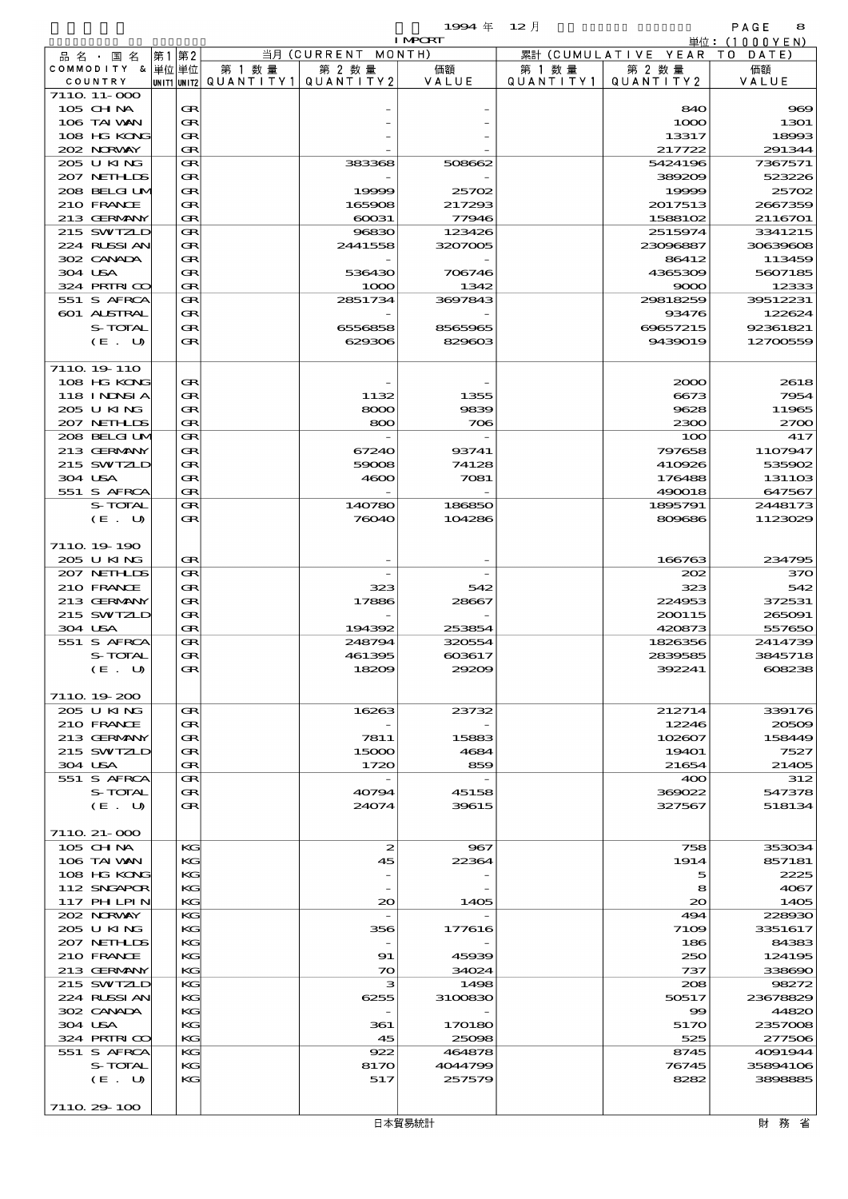1994 年 12 月 IMPORT 単位：(1000YEN)

| 品名・国名 COMMODITY & COUNTRY | 第1 単位 UNIT1 | 第2 単位 UNIT2 | 当月 (CURRENT MONTH) 第1数量 QUANTITY1 | 第2数量 QUANTITY2 | 価額 VALUE | 累計 (CUMULATIVE YEAR TO DATE) 第1数量 QUANTITY1 | 第2数量 QUANTITY2 | 価額 VALUE |
|---|---|---|---|---|---|---|---|---|
| 7110.11-000 | | | | | | | | |
| 105 CHINA | | GR | | - | - | | 840 | 969 |
| 106 TAIWAN | | GR | | - | - | | 1000 | 1301 |
| 108 HG KONG | | GR | | - | - | | 13317 | 18993 |
| 202 NORWAY | | GR | | - | - | | 217722 | 291344 |
| 205 U KING | | GR | | 383368 | 508662 | | 5424196 | 7367571 |
| 207 NETHLDS | | GR | | - | - | | 389209 | 523226 |
| 208 BELGIUM | | GR | | 19999 | 25702 | | 19999 | 25702 |
| 210 FRANCE | | GR | | 165908 | 217293 | | 2017513 | 2667359 |
| 213 GERMANY | | GR | | 60031 | 77946 | | 1588102 | 2116701 |
| 215 SWITZLD | | GR | | 96830 | 123426 | | 2515974 | 3341215 |
| 224 RUSSIAN | | GR | | 2441558 | 3207005 | | 23096887 | 30639608 |
| 302 CANADA | | GR | | - | - | | 86412 | 113459 |
| 304 USA | | GR | | 536430 | 706746 | | 4365309 | 5607185 |
| 324 PRTRICO | | GR | | 1000 | 1342 | | 9000 | 12333 |
| 551 S AFRCA | | GR | | 2851734 | 3697843 | | 29818259 | 39512231 |
| 601 AUSTRAL | | GR | | - | - | | 93476 | 122624 |
| S-TOTAL | | GR | | 6556858 | 8565965 | | 69657215 | 92361821 |
| (E. U) | | GR | | 629306 | 829603 | | 9439019 | 12700559 |
| 7110.19-110 | | | | | | | | |
| 108 HG KONG | | GR | | - | - | | 2000 | 2618 |
| 118 INDNSIA | | GR | | 1132 | 1355 | | 6673 | 7954 |
| 205 U KING | | GR | | 8000 | 9839 | | 9628 | 11965 |
| 207 NETHLDS | | GR | | 800 | 706 | | 2300 | 2700 |
| 208 BELGIUM | | GR | | - | - | | 100 | 417 |
| 213 GERMANY | | GR | | 67240 | 93741 | | 797658 | 1107947 |
| 215 SWITZLD | | GR | | 59008 | 74128 | | 410926 | 535902 |
| 304 USA | | GR | | 4600 | 7081 | | 176488 | 131103 |
| 551 S AFRCA | | GR | | - | - | | 490018 | 647567 |
| S-TOTAL | | GR | | 140780 | 186850 | | 1895791 | 2448173 |
| (E. U) | | GR | | 76040 | 104286 | | 809686 | 1123029 |
| 7110.19-190 | | | | | | | | |
| 205 U KING | | GR | | - | - | | 166763 | 234795 |
| 207 NETHLDS | | GR | | - | - | | 202 | 370 |
| 210 FRANCE | | GR | | 323 | 542 | | 323 | 542 |
| 213 GERMANY | | GR | | 17886 | 28667 | | 224953 | 372531 |
| 215 SWITZLD | | GR | | - | - | | 200115 | 265091 |
| 304 USA | | GR | | 194392 | 253854 | | 420873 | 557650 |
| 551 S AFRCA | | GR | | 248794 | 320554 | | 1826356 | 2414739 |
| S-TOTAL | | GR | | 461395 | 603617 | | 2839585 | 3845718 |
| (E. U) | | GR | | 18209 | 29209 | | 392241 | 608238 |
| 7110.19-200 | | | | | | | | |
| 205 U KING | | GR | | 16263 | 23732 | | 212714 | 339176 |
| 210 FRANCE | | GR | | - | - | | 12246 | 20509 |
| 213 GERMANY | | GR | | 7811 | 15883 | | 102607 | 158449 |
| 215 SWITZLD | | GR | | 15000 | 4684 | | 19401 | 7527 |
| 304 USA | | GR | | 1720 | 859 | | 21654 | 21405 |
| 551 S AFRCA | | GR | | - | - | | 400 | 312 |
| S-TOTAL | | GR | | 40794 | 45158 | | 369022 | 547378 |
| (E. U) | | GR | | 24074 | 39615 | | 327567 | 518134 |
| 7110.21-000 | | | | | | | | |
| 105 CHINA | | KG | | 2 | 967 | | 758 | 353034 |
| 106 TAIWAN | | KG | | 45 | 22364 | | 1914 | 857181 |
| 108 HG KONG | | KG | | - | - | | 5 | 2225 |
| 112 SNGAPOR | | KG | | - | - | | 8 | 4067 |
| 117 PHILPIN | | KG | | 20 | 1405 | | 20 | 1405 |
| 202 NORWAY | | KG | | - | - | | 494 | 228930 |
| 205 U KING | | KG | | 356 | 177616 | | 7109 | 3351617 |
| 207 NETHLDS | | KG | | - | - | | 186 | 84383 |
| 210 FRANCE | | KG | | 91 | 45939 | | 250 | 124195 |
| 213 GERMANY | | KG | | 70 | 34024 | | 737 | 338690 |
| 215 SWITZLD | | KG | | 3 | 1498 | | 208 | 98272 |
| 224 RUSSIAN | | KG | | 6255 | 3100830 | | 50517 | 23678829 |
| 302 CANADA | | KG | | - | - | | 99 | 44820 |
| 304 USA | | KG | | 361 | 170180 | | 5170 | 2357008 |
| 324 PRTRICO | | KG | | 45 | 25098 | | 525 | 277506 |
| 551 S AFRCA | | KG | | 922 | 464878 | | 8745 | 4091944 |
| S-TOTAL | | KG | | 8170 | 4044799 | | 76745 | 35894106 |
| (E. U) | | KG | | 517 | 257579 | | 8282 | 3898885 |
| 7110.29-100 | | | | | | | | |

日本貿易統計 財務省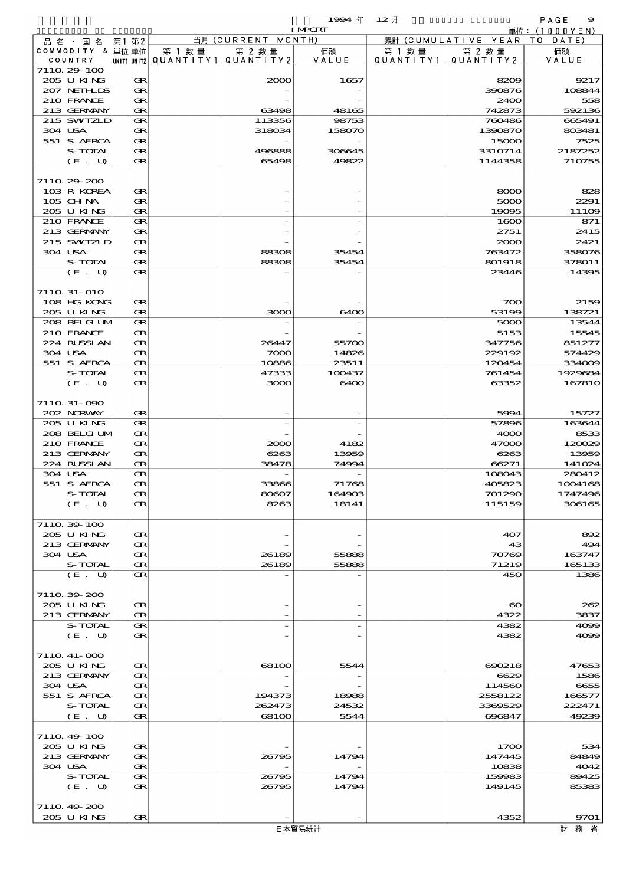1994 年 12 月 IMPORT

単位：(1000YEN)

| 品名・国名 COMMODITY & COUNTRY | 第1 単位 UNIT1 | 第2 単位 UNIT2 | 当月 (CURRENT MONTH) 第1数量 QUANTITY1 | 第2数量 QUANTITY2 | 価額 VALUE | 累計 (CUMULATIVE YEAR TO DATE) 第1数量 QUANTITY1 | 第2数量 QUANTITY2 | 価額 VALUE |
|---|---|---|---|---|---|---|---|---|
| 7110.29-100 | | | | | | | | |
| 205 U KING | | GR | | 2000 | 1657 | | 8209 | 9217 |
| 207 NETHLDS | | GR | | - | - | | 390876 | 108844 |
| 210 FRANCE | | GR | | - | - | | 2400 | 558 |
| 213 GERMANY | | GR | | 63498 | 48165 | | 742873 | 592136 |
| 215 SWITZLD | | GR | | 113356 | 98753 | | 760486 | 665491 |
| 304 USA | | GR | | 318034 | 158070 | | 1390870 | 803481 |
| 551 S AFRCA | | GR | | - | - | | 15000 | 7525 |
| S-TOTAL | | GR | | 496888 | 306645 | | 3310714 | 2187252 |
| (E. U) | | GR | | 65498 | 49822 | | 1144358 | 710755 |
| 7110.29-200 | | | | | | | | |
| 103 R KOREA | | GR | | - | - | | 8000 | 828 |
| 105 CHINA | | GR | | - | - | | 5000 | 2291 |
| 205 U KING | | GR | | - | - | | 19095 | 11109 |
| 210 FRANCE | | GR | | - | - | | 1600 | 871 |
| 213 GERMANY | | GR | | - | - | | 2751 | 2415 |
| 215 SWITZLD | | GR | | - | - | | 2000 | 2421 |
| 304 USA | | GR | | 88308 | 35454 | | 763472 | 358076 |
| S-TOTAL | | GR | | 88308 | 35454 | | 801918 | 378011 |
| (E. U) | | GR | | - | - | | 23446 | 14395 |
| 7110.31-010 | | | | | | | | |
| 108 HG KONG | | GR | | - | - | | 700 | 2159 |
| 205 U KING | | GR | | 3000 | 6400 | | 53199 | 138721 |
| 208 BELGIUM | | GR | | - | - | | 5000 | 13544 |
| 210 FRANCE | | GR | | - | - | | 5153 | 15545 |
| 224 RUSSIAN | | GR | | 26447 | 55700 | | 347756 | 851277 |
| 304 USA | | GR | | 7000 | 14826 | | 229192 | 574429 |
| 551 S AFRCA | | GR | | 10886 | 23511 | | 120454 | 334009 |
| S-TOTAL | | GR | | 47333 | 100437 | | 761454 | 1929684 |
| (E. U) | | GR | | 3000 | 6400 | | 63352 | 167810 |
| 7110.31-090 | | | | | | | | |
| 202 NORWAY | | GR | | - | - | | 5994 | 15727 |
| 205 U KING | | GR | | - | - | | 57896 | 163644 |
| 208 BELGIUM | | GR | | - | - | | 4000 | 8533 |
| 210 FRANCE | | GR | | 2000 | 4182 | | 47000 | 120029 |
| 213 GERMANY | | GR | | 6263 | 13959 | | 6263 | 13959 |
| 224 RUSSIAN | | GR | | 38478 | 74994 | | 66271 | 141024 |
| 304 USA | | GR | | - | - | | 108043 | 280412 |
| 551 S AFRCA | | GR | | 33866 | 71768 | | 405823 | 1004168 |
| S-TOTAL | | GR | | 80607 | 164903 | | 701290 | 1747496 |
| (E. U) | | GR | | 8263 | 18141 | | 115159 | 306165 |
| 7110.39-100 | | | | | | | | |
| 205 U KING | | GR | | - | - | | 407 | 892 |
| 213 GERMANY | | GR | | - | - | | 43 | 494 |
| 304 USA | | GR | | 26189 | 55888 | | 70769 | 163747 |
| S-TOTAL | | GR | | 26189 | 55888 | | 71219 | 165133 |
| (E. U) | | GR | | - | - | | 450 | 1386 |
| 7110.39-200 | | | | | | | | |
| 205 U KING | | GR | | - | - | | 60 | 262 |
| 213 GERMANY | | GR | | - | - | | 4322 | 3837 |
| S-TOTAL | | GR | | - | - | | 4382 | 4099 |
| (E. U) | | GR | | - | - | | 4382 | 4099 |
| 7110.41-000 | | | | | | | | |
| 205 U KING | | GR | | 68100 | 5544 | | 690218 | 47653 |
| 213 GERMANY | | GR | | - | - | | 6629 | 1586 |
| 304 USA | | GR | | - | - | | 114560 | 6655 |
| 551 S AFRCA | | GR | | 194373 | 18988 | | 2558122 | 166577 |
| S-TOTAL | | GR | | 262473 | 24532 | | 3369529 | 222471 |
| (E. U) | | GR | | 68100 | 5544 | | 696847 | 49239 |
| 7110.49-100 | | | | | | | | |
| 205 U KING | | GR | | - | - | | 1700 | 534 |
| 213 GERMANY | | GR | | 26795 | 14794 | | 147445 | 84849 |
| 304 USA | | GR | | - | - | | 10838 | 4042 |
| S-TOTAL | | GR | | 26795 | 14794 | | 159983 | 89425 |
| (E. U) | | GR | | 26795 | 14794 | | 149145 | 85383 |
| 7110.49-200 | | | | | | | | |
| 205 U KING | | GR | | - | - | | 4352 | 9701 |

日本貿易統計　　財務省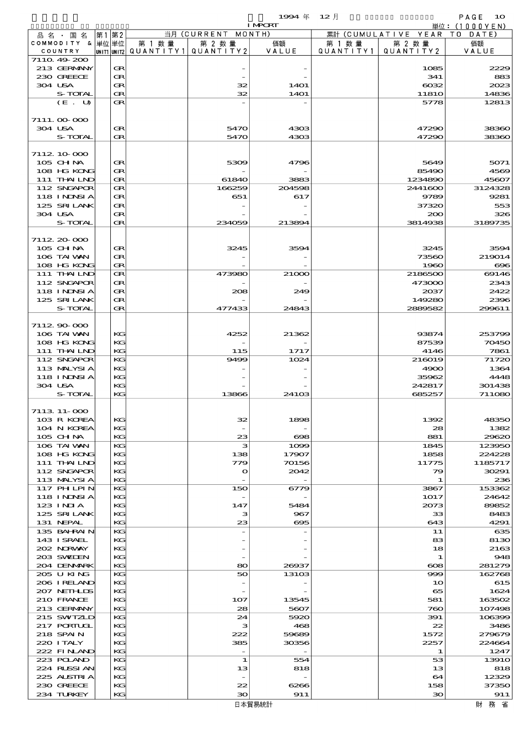1994 年 12 月 IMPORT 単位：(1000YEN)

| 品名・国名 COMMODITY & COUNTRY | 第1 単位 UNIT1 | 第2 単位 UNIT2 | 当月 (CURRENT MONTH) 第1数量 QUANTITY1 | 第2数量 QUANTITY2 | 価額 VALUE | 累計 (CUMULATIVE YEAR TO DATE) 第1数量 QUANTITY1 | 第2数量 QUANTITY2 | 価額 VALUE |
|---|---|---|---|---|---|---|---|---|
| 7110.49-200 | | | | | | | | |
| 213 GERMANY | | GR | | - | - | | 1085 | 2229 |
| 230 GREECE | | GR | | - | - | | 341 | 883 |
| 304 USA | | GR | | 32 | 1401 | | 6032 | 2023 |
| S-TOTAL | | GR | | 32 | 1401 | | 11810 | 14836 |
| (E. U) | | GR | | - | - | | 5778 | 12813 |
| 7111.00-000 | | | | | | | | |
| 304 USA | | GR | | 5470 | 4303 | | 47290 | 38360 |
| S-TOTAL | | GR | | 5470 | 4303 | | 47290 | 38360 |
| 7112.10-000 | | | | | | | | |
| 105 CHINA | | GR | | 5309 | 4796 | | 5649 | 5071 |
| 108 HG KONG | | GR | | - | - | | 85490 | 4569 |
| 111 THAILND | | GR | | 61840 | 3883 | | 1234890 | 45607 |
| 112 SNGAPOR | | GR | | 166259 | 204598 | | 2441600 | 3124328 |
| 118 INDNSIA | | GR | | 651 | 617 | | 9789 | 9281 |
| 125 SRI LANK | | GR | | - | - | | 37320 | 553 |
| 304 USA | | GR | | - | - | | 200 | 326 |
| S-TOTAL | | GR | | 234059 | 213894 | | 3814938 | 3189735 |
| 7112.20-000 | | | | | | | | |
| 105 CHINA | | GR | | 3245 | 3594 | | 3245 | 3594 |
| 106 TAIWAN | | GR | | - | - | | 73560 | 219014 |
| 108 HG KONG | | GR | | - | - | | 1960 | 696 |
| 111 THAILND | | GR | | 473980 | 21000 | | 2186500 | 69146 |
| 112 SNGAPOR | | GR | | - | - | | 473000 | 2343 |
| 118 INDNSIA | | GR | | 208 | 249 | | 2037 | 2422 |
| 125 SRI LANK | | GR | | - | - | | 149280 | 2396 |
| S-TOTAL | | GR | | 477433 | 24843 | | 2889582 | 299611 |
| 7112.90-000 | | | | | | | | |
| 106 TAIWAN | | KG | | 4252 | 21362 | | 93874 | 253799 |
| 108 HG KONG | | KG | | - | - | | 87539 | 70450 |
| 111 THAILND | | KG | | 115 | 1717 | | 4146 | 7861 |
| 112 SNGAPOR | | KG | | 9499 | 1024 | | 216019 | 71720 |
| 113 MALYSIA | | KG | | - | - | | 4900 | 1364 |
| 118 INDNSIA | | KG | | - | - | | 35962 | 4448 |
| 304 USA | | KG | | - | - | | 242817 | 301438 |
| S-TOTAL | | KG | | 13866 | 24103 | | 685257 | 711080 |
| 7113.11-000 | | | | | | | | |
| 103 R KOREA | | KG | | 32 | 1898 | | 1392 | 48350 |
| 104 N KOREA | | KG | | - | - | | 28 | 1382 |
| 105 CHINA | | KG | | 23 | 698 | | 881 | 29620 |
| 106 TAIWAN | | KG | | 3 | 1099 | | 1845 | 123950 |
| 108 HG KONG | | KG | | 138 | 17907 | | 1858 | 224228 |
| 111 THAILND | | KG | | 779 | 70156 | | 11775 | 1185717 |
| 112 SNGAPOR | | KG | | 0 | 2042 | | 79 | 30291 |
| 113 MALYSIA | | KG | | - | - | | 1 | 236 |
| 117 PHLPIN | | KG | | 150 | 6779 | | 3867 | 153362 |
| 118 INDNSIA | | KG | | - | - | | 1017 | 24642 |
| 123 INDIA | | KG | | 147 | 5484 | | 2073 | 89852 |
| 125 SRI LANK | | KG | | 3 | 967 | | 33 | 8483 |
| 131 NEPAL | | KG | | 23 | 695 | | 643 | 4291 |
| 135 BAHRAIN | | KG | | - | - | | 11 | 635 |
| 143 ISRAEL | | KG | | - | - | | 83 | 8130 |
| 202 NORWAY | | KG | | - | - | | 18 | 2163 |
| 203 SWEDEN | | KG | | - | - | | 1 | 948 |
| 204 DENMARK | | KG | | 80 | 26937 | | 608 | 281279 |
| 205 U KING | | KG | | 50 | 13103 | | 999 | 162768 |
| 206 IRELAND | | KG | | - | - | | 10 | 615 |
| 207 NETHLDS | | KG | | - | - | | 65 | 1624 |
| 210 FRANCE | | KG | | 107 | 13545 | | 581 | 163502 |
| 213 GERMANY | | KG | | 28 | 5607 | | 760 | 107498 |
| 215 SWITZLD | | KG | | 24 | 5920 | | 391 | 106399 |
| 217 PORTUGL | | KG | | 3 | 468 | | 22 | 3486 |
| 218 SPAIN | | KG | | 222 | 59689 | | 1572 | 279679 |
| 220 ITALY | | KG | | 385 | 30356 | | 2257 | 224664 |
| 222 FINLAND | | KG | | - | - | | 1 | 1247 |
| 223 POLAND | | KG | | 1 | 554 | | 53 | 13910 |
| 224 RUSSIAN | | KG | | 13 | 818 | | 13 | 818 |
| 225 AUSTRIA | | KG | | - | - | | 64 | 12329 |
| 230 GREECE | | KG | | 22 | 6266 | | 158 | 37350 |
| 234 TURKEY | | KG | | 30 | 911 | | 30 | 911 |

日本貿易統計　財務省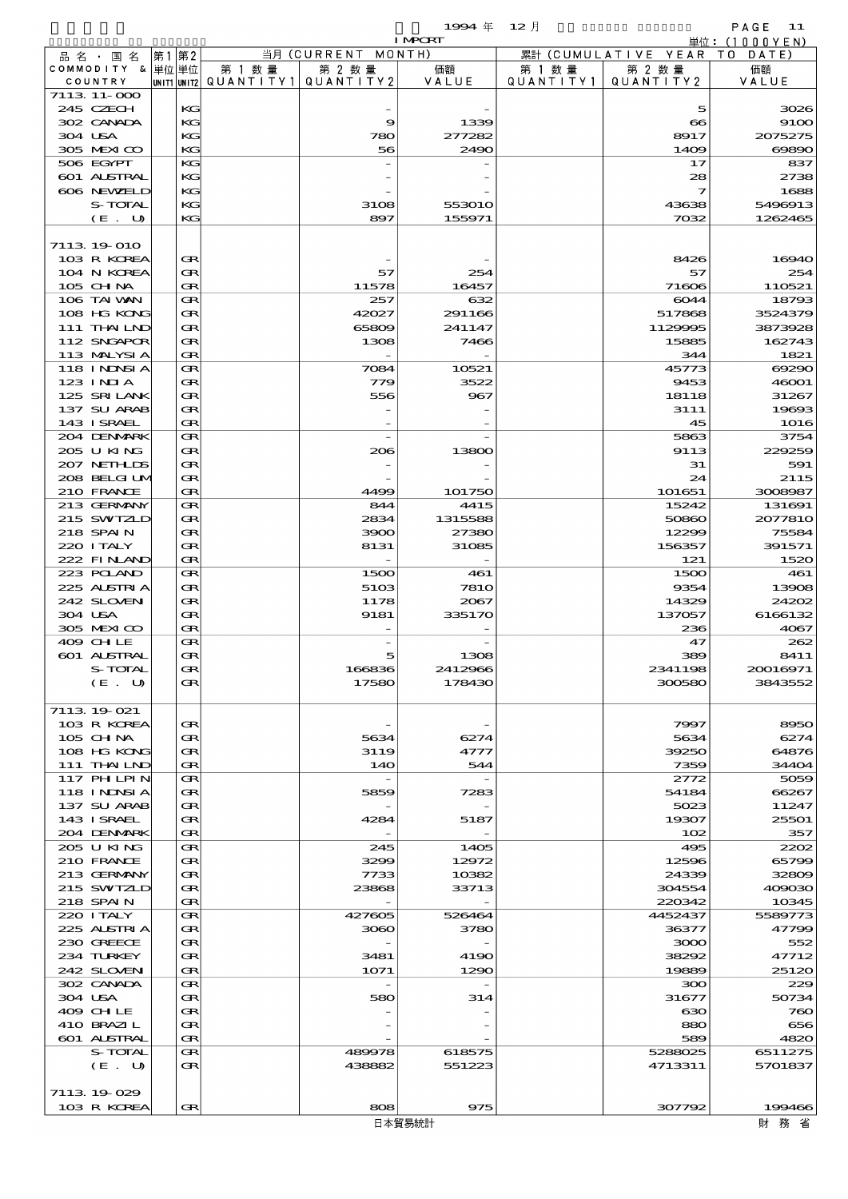1994 年 12 月 IMPORT

単位: (1000YEN)

| 品名・国名 COMMODITY & COUNTRY | 第1単位 UNIT1 | 第2単位 UNIT2 | 当月 (CURRENT MONTH) 第1数量 QUANTITY1 | 第2数量 QUANTITY2 | 価額 VALUE | 累計 (CUMULATIVE YEAR TO DATE) 第1数量 QUANTITY1 | 第2数量 QUANTITY2 | 価額 VALUE |
|---|---|---|---|---|---|---|---|---|
| 7113.11-000 | | | | | | | | |
| 245 CZECH | | KG | | - | - | | 5 | 3026 |
| 302 CANADA | | KG | | 9 | 1339 | | 66 | 9100 |
| 304 USA | | KG | | 780 | 277282 | | 8917 | 2075275 |
| 305 MEXICO | | KG | | 56 | 2490 | | 1409 | 69890 |
| 506 EGYPT | | KG | | - | - | | 17 | 837 |
| 601 AUSTRAL | | KG | | - | - | | 28 | 2738 |
| 606 NEWZELD | | KG | | - | - | | 7 | 1688 |
| S-TOTAL | | KG | | 3108 | 553010 | | 43638 | 5496913 |
| (E. U) | | KG | | 897 | 155971 | | 7032 | 1262465 |
| 7113.19-010 | | | | | | | | |
| 103 R KOREA | | GR | | - | - | | 8426 | 16940 |
| 104 N KOREA | | GR | | 57 | 254 | | 57 | 254 |
| 105 CHINA | | GR | | 11578 | 16457 | | 71606 | 110521 |
| 106 TAIWAN | | GR | | 257 | 632 | | 6044 | 18793 |
| 108 HG KONG | | GR | | 42027 | 291166 | | 517868 | 3524379 |
| 111 THAILND | | GR | | 65809 | 241147 | | 1129995 | 3873928 |
| 112 SNGAPOR | | GR | | 1308 | 7466 | | 15885 | 162743 |
| 113 MALYSIA | | GR | | - | - | | 344 | 1821 |
| 118 INDNSIA | | GR | | 7084 | 10521 | | 45773 | 69290 |
| 123 INDIA | | GR | | 779 | 3522 | | 9453 | 46001 |
| 125 SRI LANK | | GR | | 556 | 967 | | 18118 | 31267 |
| 137 SU ARAB | | GR | | - | - | | 3111 | 19693 |
| 143 ISRAEL | | GR | | - | - | | 45 | 1016 |
| 204 DENMARK | | GR | | - | - | | 5863 | 3754 |
| 205 U KING | | GR | | 206 | 13800 | | 9113 | 229259 |
| 207 NETHLDS | | GR | | - | - | | 31 | 591 |
| 208 BELGIUM | | GR | | - | - | | 24 | 2115 |
| 210 FRANCE | | GR | | 4499 | 101750 | | 101651 | 3008987 |
| 213 GERMANY | | GR | | 844 | 4415 | | 15242 | 131691 |
| 215 SWITZLD | | GR | | 2834 | 1315588 | | 50860 | 2077810 |
| 218 SPAIN | | GR | | 3900 | 27380 | | 12299 | 75584 |
| 220 ITALY | | GR | | 8131 | 31085 | | 156357 | 391571 |
| 222 FINLAND | | GR | | - | - | | 121 | 1520 |
| 223 POLAND | | GR | | 1500 | 461 | | 1500 | 461 |
| 225 AUSTRIA | | GR | | 5103 | 7810 | | 9354 | 13908 |
| 242 SLOVENI | | GR | | 1178 | 2067 | | 14329 | 24202 |
| 304 USA | | GR | | 9181 | 335170 | | 137057 | 6166132 |
| 305 MEXICO | | GR | | - | - | | 236 | 4067 |
| 409 CHILE | | GR | | - | - | | 47 | 262 |
| 601 AUSTRAL | | GR | | 5 | 1308 | | 389 | 8411 |
| S-TOTAL | | GR | | 166836 | 2412966 | | 2341198 | 20016971 |
| (E. U) | | GR | | 17580 | 178430 | | 300580 | 3843552 |
| 7113.19-021 | | | | | | | | |
| 103 R KOREA | | GR | | - | - | | 7997 | 8950 |
| 105 CHINA | | GR | | 5634 | 6274 | | 5634 | 6274 |
| 108 HG KONG | | GR | | 3119 | 4777 | | 39250 | 64876 |
| 111 THAILND | | GR | | 140 | 544 | | 7359 | 34404 |
| 117 PHILPIN | | GR | | - | - | | 2772 | 5059 |
| 118 INDNSIA | | GR | | 5859 | 7283 | | 54184 | 66267 |
| 137 SU ARAB | | GR | | - | - | | 5023 | 11247 |
| 143 ISRAEL | | GR | | 4284 | 5187 | | 19307 | 25501 |
| 204 DENMARK | | GR | | - | - | | 102 | 357 |
| 205 U KING | | GR | | 245 | 1405 | | 495 | 2202 |
| 210 FRANCE | | GR | | 3299 | 12972 | | 12596 | 65799 |
| 213 GERMANY | | GR | | 7733 | 10382 | | 24339 | 32809 |
| 215 SWITZLD | | GR | | 23868 | 33713 | | 304554 | 409030 |
| 218 SPAIN | | GR | | - | - | | 220342 | 10345 |
| 220 ITALY | | GR | | 427605 | 526464 | | 4452437 | 5589773 |
| 225 AUSTRIA | | GR | | 3060 | 3780 | | 36377 | 47799 |
| 230 GREECE | | GR | | - | - | | 3000 | 552 |
| 234 TURKEY | | GR | | 3481 | 4190 | | 38292 | 47712 |
| 242 SLOVENI | | GR | | 1071 | 1290 | | 19889 | 25120 |
| 302 CANADA | | GR | | - | - | | 300 | 229 |
| 304 USA | | GR | | 580 | 314 | | 31677 | 50734 |
| 409 CHILE | | GR | | - | - | | 630 | 760 |
| 410 BRAZIL | | GR | | - | - | | 880 | 656 |
| 601 AUSTRAL | | GR | | - | - | | 589 | 4820 |
| S-TOTAL | | GR | | 489978 | 618575 | | 5288025 | 6511275 |
| (E. U) | | GR | | 438882 | 551223 | | 4713311 | 5701837 |
| 7113.19-029 | | | | | | | | |
| 103 R KOREA | | GR | | 808 | 975 | | 307792 | 199466 |

日本貿易統計　財務省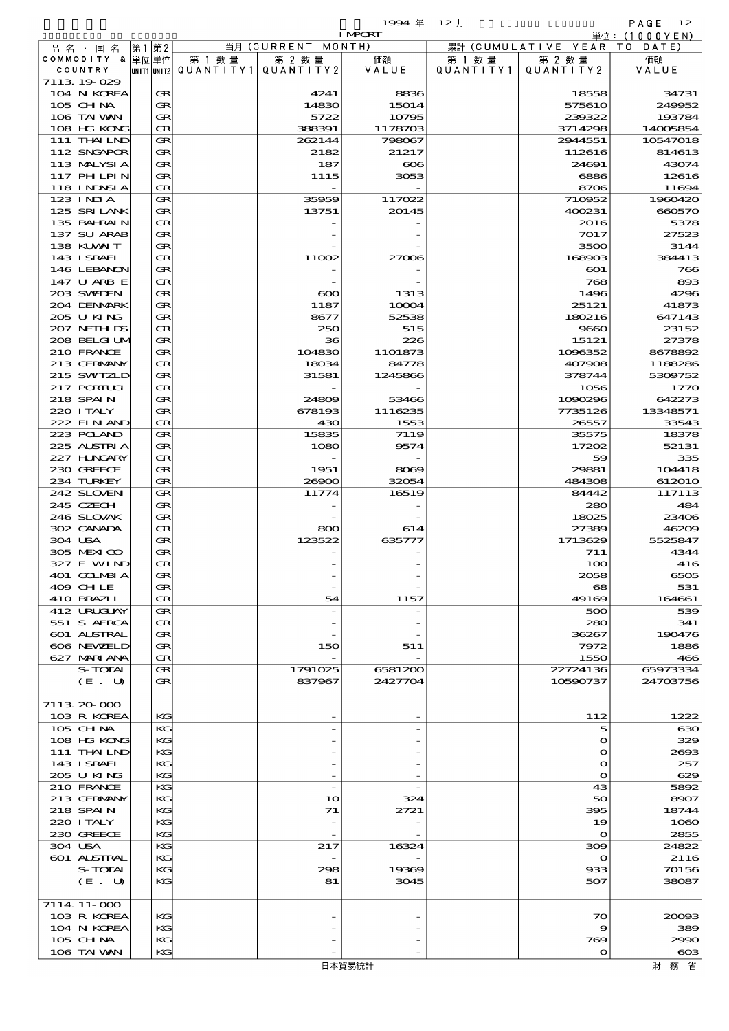1994 年 12 月 IMPORT

単位：(1000YEN)

| 品名・国名 COMMODITY & COUNTRY | 第1 単位 UNIT1 | 第2 単位 UNIT2 | 当月 (CURRENT MONTH) 第1数量 QUANTITY1 | 第2数量 QUANTITY2 | 価額 VALUE | 累計 (CUMULATIVE YEAR TO DATE) 第1数量 QUANTITY1 | 第2数量 QUANTITY2 | 価額 VALUE |
|---|---|---|---|---|---|---|---|---|
| 7113.19-029 | | | | | | | | |
| 104 N KOREA | | GR | | 4241 | 8836 | | 18558 | 34731 |
| 105 CHINA | | GR | | 14830 | 15014 | | 575610 | 249952 |
| 106 TAIWAN | | GR | | 5722 | 10795 | | 239322 | 193784 |
| 108 HG KONG | | GR | | 388391 | 1178703 | | 3714298 | 14005854 |
| 111 THAILND | | GR | | 262144 | 798067 | | 2944551 | 10547018 |
| 112 SNGAPOR | | GR | | 2182 | 21217 | | 112616 | 814613 |
| 113 MALYSIA | | GR | | 187 | 606 | | 24691 | 43074 |
| 117 PHILPIN | | GR | | 1115 | 3053 | | 6886 | 12616 |
| 118 INDNSIA | | GR | | - | - | | 8706 | 11694 |
| 123 INDIA | | GR | | 35959 | 117022 | | 710952 | 1960420 |
| 125 SRI LANK | | GR | | 13751 | 20145 | | 400231 | 660570 |
| 135 BAHRAIN | | GR | | - | - | | 2016 | 5378 |
| 137 SU ARAB | | GR | | - | - | | 7017 | 27523 |
| 138 KUWAIT | | GR | | - | - | | 3500 | 3144 |
| 143 ISRAEL | | GR | | 11002 | 27006 | | 168903 | 384413 |
| 146 LEBANON | | GR | | - | - | | 601 | 766 |
| 147 U ARB E | | GR | | - | - | | 768 | 893 |
| 203 SWEDEN | | GR | | 600 | 1313 | | 1496 | 4296 |
| 204 DENMARK | | GR | | 1187 | 10004 | | 25121 | 41873 |
| 205 U KING | | GR | | 8677 | 52538 | | 180216 | 647143 |
| 207 NETHLDS | | GR | | 250 | 515 | | 9660 | 23152 |
| 208 BELGIUM | | GR | | 36 | 226 | | 15121 | 27378 |
| 210 FRANCE | | GR | | 104830 | 1101873 | | 1096352 | 8678892 |
| 213 GERMANY | | GR | | 18034 | 84778 | | 407908 | 1188286 |
| 215 SWITZLD | | GR | | 31581 | 1245866 | | 378744 | 5309752 |
| 217 PORTUGL | | GR | | - | - | | 1056 | 1770 |
| 218 SPAIN | | GR | | 24809 | 53466 | | 1090296 | 642273 |
| 220 ITALY | | GR | | 678193 | 1116235 | | 7735126 | 13348571 |
| 222 FINLAND | | GR | | 430 | 1553 | | 26557 | 33543 |
| 223 POLAND | | GR | | 15835 | 7119 | | 35575 | 18378 |
| 225 AUSTRIA | | GR | | 1080 | 9574 | | 17202 | 52131 |
| 227 HUNGARY | | GR | | - | - | | 59 | 335 |
| 230 GREECE | | GR | | 1951 | 8069 | | 29881 | 104418 |
| 234 TURKEY | | GR | | 26900 | 32054 | | 484308 | 612010 |
| 242 SLOVEN | | GR | | 11774 | 16519 | | 84442 | 117113 |
| 245 CZECH | | GR | | - | - | | 280 | 484 |
| 246 SLOVAK | | GR | | - | - | | 18025 | 23406 |
| 302 CANADA | | GR | | 800 | 614 | | 27389 | 46209 |
| 304 USA | | GR | | 123522 | 635777 | | 1713629 | 5525847 |
| 305 MEXICO | | GR | | - | - | | 711 | 4344 |
| 327 F WIND | | GR | | - | - | | 100 | 416 |
| 401 COLMBIA | | GR | | - | - | | 2058 | 6505 |
| 409 CHILE | | GR | | - | - | | 68 | 531 |
| 410 BRAZIL | | GR | | 54 | 1157 | | 49169 | 164661 |
| 412 URUGUAY | | GR | | - | - | | 500 | 539 |
| 551 S AFRCA | | GR | | - | - | | 280 | 341 |
| 601 AUSTRAL | | GR | | - | - | | 36267 | 190476 |
| 606 NEWZELD | | GR | | 150 | 511 | | 7972 | 1886 |
| 627 MARIANA | | GR | | - | - | | 1550 | 466 |
| S-TOTAL | | GR | | 1791025 | 6581200 | | 22724136 | 65973334 |
| (E. U) | | GR | | 837967 | 2427704 | | 10590737 | 24703756 |
| | | | | | | | | |
| 7113.20-000 | | | | | | | | |
| 103 R KOREA | | KG | | - | - | | 112 | 1222 |
| 105 CHINA | | KG | | - | - | | 5 | 630 |
| 108 HG KONG | | KG | | - | - | | 0 | 329 |
| 111 THAILND | | KG | | - | - | | 0 | 2693 |
| 143 ISRAEL | | KG | | - | - | | 0 | 257 |
| 205 U KING | | KG | | - | - | | 0 | 629 |
| 210 FRANCE | | KG | | - | - | | 43 | 5892 |
| 213 GERMANY | | KG | | 10 | 324 | | 50 | 8907 |
| 218 SPAIN | | KG | | 71 | 2721 | | 395 | 18744 |
| 220 ITALY | | KG | | - | - | | 19 | 1060 |
| 230 GREECE | | KG | | - | - | | 0 | 2855 |
| 304 USA | | KG | | 217 | 16324 | | 309 | 24822 |
| 601 AUSTRAL | | KG | | - | - | | 0 | 2116 |
| S-TOTAL | | KG | | 298 | 19369 | | 933 | 70156 |
| (E. U) | | KG | | 81 | 3045 | | 507 | 38087 |
| | | | | | | | | |
| 7114.11-000 | | | | | | | | |
| 103 R KOREA | | KG | | - | - | | 70 | 20093 |
| 104 N KOREA | | KG | | - | - | | 9 | 389 |
| 105 CHINA | | KG | | - | - | | 769 | 2990 |
| 106 TAIWAN | | KG | | - | - | | 0 | 603 |

日本貿易統計　財務省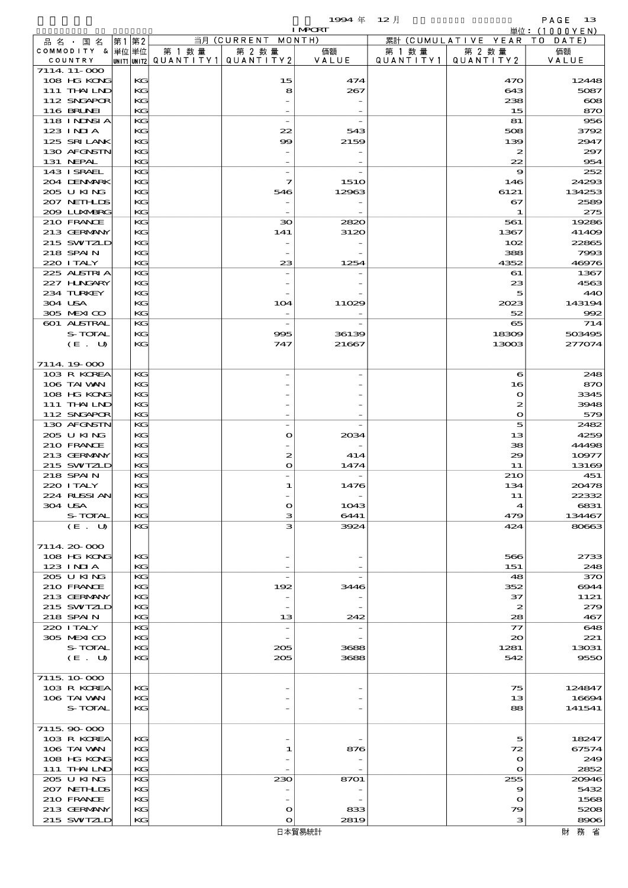| 品名・国名 COMMODITY & COUNTRY | 第1 単位 UNIT1 | 第2 単位 UNIT2 | 当月 (CURRENT MONTH) 第1数量 QUANTITY1 | 第2数量 QUANTITY2 | 価額 VALUE | 累計 (CUMULATIVE YEAR TO DATE) 第1数量 QUANTITY1 | 第2数量 QUANTITY2 | 価額 VALUE |
|---|---|---|---|---|---|---|---|---|
| 7114.11-000 | | | | | | | | |
| 108 HG KONG | | KG | | 15 | 474 | | 470 | 12448 |
| 111 THAILND | | KG | | 8 | 267 | | 643 | 5087 |
| 112 SNGAPOR | | KG | | - | - | | 238 | 608 |
| 116 BRUNEI | | KG | | - | - | | 15 | 870 |
| 118 INDNSIA | | KG | | - | - | | 81 | 956 |
| 123 INDIA | | KG | | 22 | 543 | | 508 | 3792 |
| 125 SRILANK | | KG | | 99 | 2159 | | 139 | 2947 |
| 130 AFGNSTN | | KG | | - | - | | 2 | 297 |
| 131 NEPAL | | KG | | - | - | | 22 | 954 |
| 143 ISRAEL | | KG | | - | - | | 9 | 252 |
| 204 DENMARK | | KG | | 7 | 1510 | | 146 | 24293 |
| 205 U KING | | KG | | 546 | 12963 | | 6121 | 134253 |
| 207 NETHLDS | | KG | | - | - | | 67 | 2589 |
| 209 LUXMBRG | | KG | | - | - | | 1 | 275 |
| 210 FRANCE | | KG | | 30 | 2820 | | 561 | 19286 |
| 213 GERMANY | | KG | | 141 | 3120 | | 1367 | 41409 |
| 215 SWTZLD | | KG | | - | - | | 102 | 22865 |
| 218 SPAIN | | KG | | - | - | | 388 | 7993 |
| 220 ITALY | | KG | | 23 | 1254 | | 4352 | 46976 |
| 225 AUSTRIA | | KG | | - | - | | 61 | 1367 |
| 227 HUNGARY | | KG | | - | - | | 23 | 4563 |
| 234 TURKEY | | KG | | - | - | | 5 | 440 |
| 304 USA | | KG | | 104 | 11029 | | 2023 | 143194 |
| 305 MEXICO | | KG | | - | - | | 52 | 992 |
| 601 AUSTRAL | | KG | | - | - | | 65 | 714 |
| S-TOTAL | | KG | | 995 | 36139 | | 18309 | 503495 |
| (E. U) | | KG | | 747 | 21667 | | 13003 | 277074 |
| 7114.19-000 | | | | | | | | |
| 103 R KOREA | | KG | | - | - | | 6 | 248 |
| 106 TAIWAN | | KG | | - | - | | 16 | 870 |
| 108 HG KONG | | KG | | - | - | | 0 | 3345 |
| 111 THAILND | | KG | | - | - | | 2 | 3948 |
| 112 SNGAPOR | | KG | | - | - | | 0 | 579 |
| 130 AFGNSTN | | KG | | - | - | | 5 | 2482 |
| 205 U KING | | KG | | 0 | 2034 | | 13 | 4259 |
| 210 FRANCE | | KG | | - | - | | 38 | 44498 |
| 213 GERMANY | | KG | | 2 | 414 | | 29 | 10977 |
| 215 SWTZLD | | KG | | 0 | 1474 | | 11 | 13169 |
| 218 SPAIN | | KG | | - | - | | 210 | 451 |
| 220 ITALY | | KG | | 1 | 1476 | | 134 | 20478 |
| 224 RUSSIAN | | KG | | - | - | | 11 | 22332 |
| 304 USA | | KG | | 0 | 1043 | | 4 | 6831 |
| S-TOTAL | | KG | | 3 | 6441 | | 479 | 134467 |
| (E. U) | | KG | | 3 | 3924 | | 424 | 80663 |
| 7114.20-000 | | | | | | | | |
| 108 HG KONG | | KG | | - | - | | 566 | 2733 |
| 123 INDIA | | KG | | - | - | | 151 | 248 |
| 205 U KING | | KG | | - | - | | 48 | 370 |
| 210 FRANCE | | KG | | 192 | 3446 | | 352 | 6944 |
| 213 GERMANY | | KG | | - | - | | 37 | 1121 |
| 215 SWTZLD | | KG | | - | - | | 2 | 279 |
| 218 SPAIN | | KG | | 13 | 242 | | 28 | 467 |
| 220 ITALY | | KG | | - | - | | 77 | 648 |
| 305 MEXICO | | KG | | - | - | | 20 | 221 |
| S-TOTAL | | KG | | 205 | 3688 | | 1281 | 13031 |
| (E. U) | | KG | | 205 | 3688 | | 542 | 9550 |
| 7115.10-000 | | | | | | | | |
| 103 R KOREA | | KG | | - | - | | 75 | 124847 |
| 106 TAIWAN | | KG | | - | - | | 13 | 16694 |
| S-TOTAL | | KG | | - | - | | 88 | 141541 |
| 7115.90-000 | | | | | | | | |
| 103 R KOREA | | KG | | - | - | | 5 | 18247 |
| 106 TAIWAN | | KG | | 1 | 876 | | 72 | 67574 |
| 108 HG KONG | | KG | | - | - | | 0 | 249 |
| 111 THAILND | | KG | | - | - | | 0 | 2852 |
| 205 U KING | | KG | | 230 | 8701 | | 255 | 20946 |
| 207 NETHLDS | | KG | | - | - | | 9 | 5432 |
| 210 FRANCE | | KG | | - | - | | 0 | 1568 |
| 213 GERMANY | | KG | | 0 | 833 | | 79 | 5208 |
| 215 SWTZLD | | KG | | 0 | 2819 | | 3 | 8906 |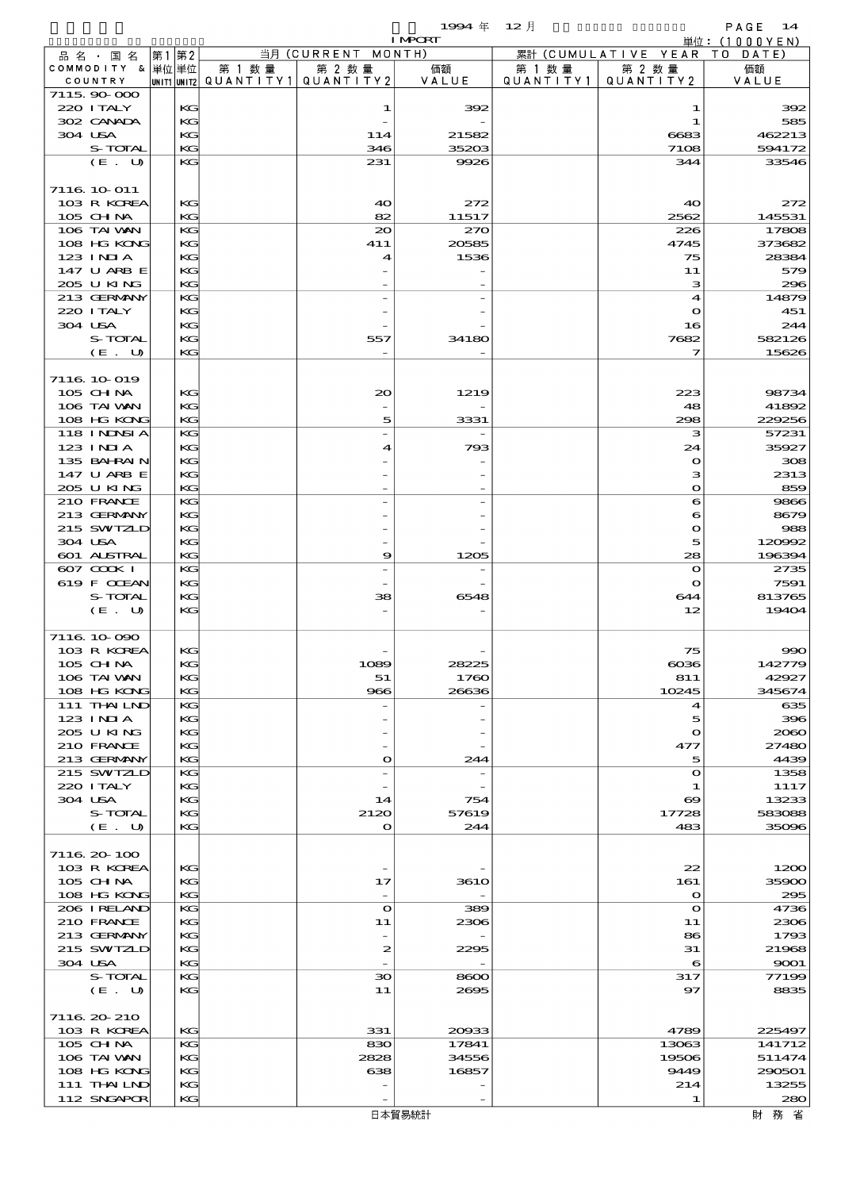1994 年 12 月 IMPORT

単位：(1000YEN)

| 品名・国名 COMMODITY & COUNTRY | 第1 単位 UNIT1 | 第2 単位 UNIT2 | 当月 (CURRENT MONTH) 第1数量 QUANTITY1 | 第2数量 QUANTITY2 | 価額 VALUE | 累計 (CUMULATIVE YEAR TO DATE) 第1数量 QUANTITY1 | 第2数量 QUANTITY2 | 価額 VALUE |
|---|---|---|---|---|---|---|---|---|
| 7115.90-000 | | | | | | | | |
| 220 ITALY | | KG | | 1 | 392 | | 1 | 392 |
| 302 CANADA | | KG | | - | - | | 1 | 585 |
| 304 USA | | KG | | 114 | 21582 | | 6683 | 462213 |
| S-TOTAL | | KG | | 346 | 35203 | | 7108 | 594172 |
| (E. U) | | KG | | 231 | 9926 | | 344 | 33546 |
| 7116.10-011 | | | | | | | | |
| 103 R KOREA | | KG | | 40 | 272 | | 40 | 272 |
| 105 CHINA | | KG | | 82 | 11517 | | 2562 | 145531 |
| 106 TAIWAN | | KG | | 20 | 270 | | 226 | 17808 |
| 108 HG KONG | | KG | | 411 | 20585 | | 4745 | 373682 |
| 123 INDIA | | KG | | 4 | 1536 | | 75 | 28384 |
| 147 U ARB E | | KG | | - | - | | 11 | 579 |
| 205 U KING | | KG | | - | - | | 3 | 296 |
| 213 GERMANY | | KG | | - | - | | 4 | 14879 |
| 220 ITALY | | KG | | - | - | | 0 | 451 |
| 304 USA | | KG | | - | - | | 16 | 244 |
| S-TOTAL | | KG | | 557 | 34180 | | 7682 | 582126 |
| (E. U) | | KG | | - | - | | 7 | 15626 |
| 7116.10-019 | | | | | | | | |
| 105 CHINA | | KG | | 20 | 1219 | | 223 | 98734 |
| 106 TAIWAN | | KG | | - | - | | 48 | 41892 |
| 108 HG KONG | | KG | | 5 | 3331 | | 298 | 229256 |
| 118 INDNSIA | | KG | | - | - | | 3 | 57231 |
| 123 INDIA | | KG | | 4 | 793 | | 24 | 35927 |
| 135 BAHRAIN | | KG | | - | - | | 0 | 308 |
| 147 U ARB E | | KG | | - | - | | 3 | 2313 |
| 205 U KING | | KG | | - | - | | 0 | 859 |
| 210 FRANCE | | KG | | - | - | | 6 | 9866 |
| 213 GERMANY | | KG | | - | - | | 6 | 8679 |
| 215 SWITZLD | | KG | | - | - | | 0 | 988 |
| 304 USA | | KG | | - | - | | 5 | 120992 |
| 601 AUSTRAL | | KG | | 9 | 1205 | | 28 | 196394 |
| 607 COOK I | | KG | | - | - | | 0 | 2735 |
| 619 F OCEAN | | KG | | - | - | | 0 | 7591 |
| S-TOTAL | | KG | | 38 | 6548 | | 644 | 813765 |
| (E. U) | | KG | | - | - | | 12 | 19404 |
| 7116.10-090 | | | | | | | | |
| 103 R KOREA | | KG | | - | - | | 75 | 990 |
| 105 CHINA | | KG | | 1089 | 28225 | | 6036 | 142779 |
| 106 TAIWAN | | KG | | 51 | 1760 | | 811 | 42927 |
| 108 HG KONG | | KG | | 966 | 26636 | | 10245 | 345674 |
| 111 THAILND | | KG | | - | - | | 4 | 635 |
| 123 INDIA | | KG | | - | - | | 5 | 396 |
| 205 U KING | | KG | | - | - | | 0 | 2060 |
| 210 FRANCE | | KG | | - | - | | 477 | 27480 |
| 213 GERMANY | | KG | | 0 | 244 | | 5 | 4439 |
| 215 SWITZLD | | KG | | - | - | | 0 | 1358 |
| 220 ITALY | | KG | | - | - | | 1 | 1117 |
| 304 USA | | KG | | 14 | 754 | | 69 | 13233 |
| S-TOTAL | | KG | | 2120 | 57619 | | 17728 | 583088 |
| (E. U) | | KG | | 0 | 244 | | 483 | 35096 |
| 7116.20-100 | | | | | | | | |
| 103 R KOREA | | KG | | - | - | | 22 | 1200 |
| 105 CHINA | | KG | | 17 | 3610 | | 161 | 35900 |
| 108 HG KONG | | KG | | - | - | | 0 | 295 |
| 206 IRELAND | | KG | | 0 | 389 | | 0 | 4736 |
| 210 FRANCE | | KG | | 11 | 2306 | | 11 | 2306 |
| 213 GERMANY | | KG | | - | - | | 86 | 1793 |
| 215 SWITZLD | | KG | | 2 | 2295 | | 31 | 21968 |
| 304 USA | | KG | | - | - | | 6 | 9001 |
| S-TOTAL | | KG | | 30 | 8600 | | 317 | 77199 |
| (E. U) | | KG | | 11 | 2695 | | 97 | 8835 |
| 7116.20-210 | | | | | | | | |
| 103 R KOREA | | KG | | 331 | 20933 | | 4789 | 225497 |
| 105 CHINA | | KG | | 830 | 17841 | | 13063 | 141712 |
| 106 TAIWAN | | KG | | 2828 | 34556 | | 19506 | 511474 |
| 108 HG KONG | | KG | | 638 | 16857 | | 9449 | 290501 |
| 111 THAILND | | KG | | - | - | | 214 | 13255 |
| 112 SNGAPOR | | KG | | - | - | | 1 | 280 |

日本貿易統計　　財務省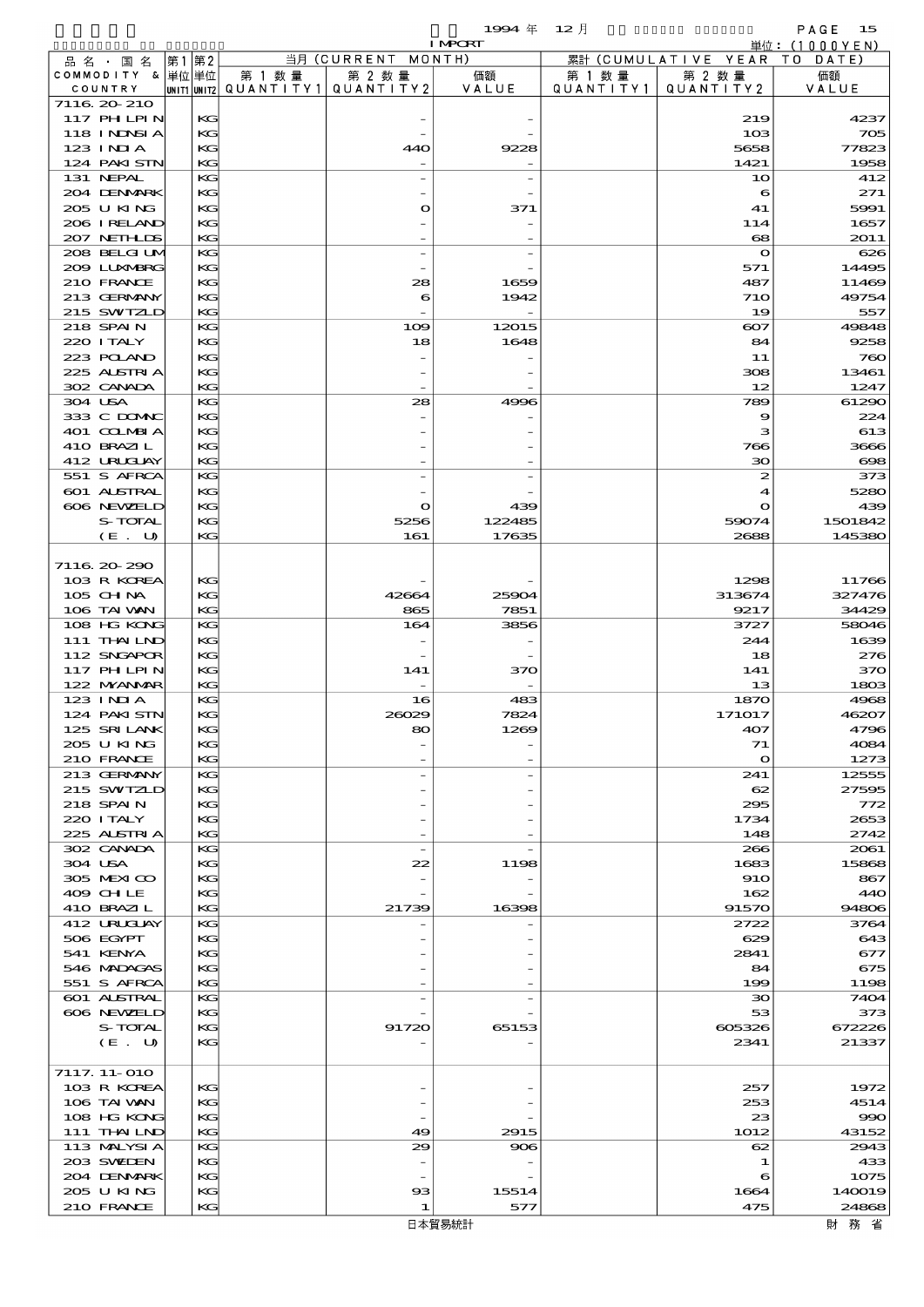1994 年 12 月 IMPORT

単位：(1000YEN)

| 品名・国名 COMMODITY & COUNTRY | 第1 単位 UNIT1 | 第2 単位 UNIT2 | 当月 (CURRENT MONTH) 第1数量 QUANTITY1 | 第2数量 QUANTITY2 | 価額 VALUE | 累計 (CUMULATIVE YEAR TO DATE) 第1数量 QUANTITY1 | 第2数量 QUANTITY2 | 価額 VALUE |
|---|---|---|---|---|---|---|---|---|
| 7116.20-210 | | | | | | | | |
| 117 PHILPIN | | KG | | - | - | | 219 | 4237 |
| 118 INDNSIA | | KG | | - | - | | 103 | 705 |
| 123 INDIA | | KG | | 440 | 9228 | | 5658 | 77823 |
| 124 PAKISTN | | KG | | - | - | | 1421 | 1958 |
| 131 NEPAL | | KG | | - | - | | 10 | 412 |
| 204 DENMARK | | KG | | - | - | | 6 | 271 |
| 205 U KING | | KG | | 0 | 371 | | 41 | 5991 |
| 206 IRELAND | | KG | | - | - | | 114 | 1657 |
| 207 NETHLDS | | KG | | - | - | | 68 | 2011 |
| 208 BELGIUM | | KG | | - | - | | 0 | 626 |
| 209 LUXMBRG | | KG | | - | - | | 571 | 14495 |
| 210 FRANCE | | KG | | 28 | 1659 | | 487 | 11469 |
| 213 GERMANY | | KG | | 6 | 1942 | | 710 | 49754 |
| 215 SWITZLD | | KG | | - | - | | 19 | 557 |
| 218 SPAIN | | KG | | 109 | 12015 | | 607 | 49848 |
| 220 ITALY | | KG | | 18 | 1648 | | 84 | 9258 |
| 223 POLAND | | KG | | - | - | | 11 | 760 |
| 225 AUSTRIA | | KG | | - | - | | 308 | 13461 |
| 302 CANADA | | KG | | - | - | | 12 | 1247 |
| 304 USA | | KG | | 28 | 4996 | | 789 | 61290 |
| 333 C DOMNC | | KG | | - | - | | 9 | 224 |
| 401 COLMBIA | | KG | | - | - | | 3 | 613 |
| 410 BRAZIL | | KG | | - | - | | 766 | 3666 |
| 412 URUGUAY | | KG | | - | - | | 30 | 698 |
| 551 S AFRCA | | KG | | - | - | | 2 | 373 |
| 601 AUSTRAL | | KG | | - | - | | 4 | 5280 |
| 606 NEWZELD | | KG | | 0 | 439 | | 0 | 439 |
| S-TOTAL | | KG | | 5256 | 122485 | | 59074 | 1501842 |
| (E. U) | | KG | | 161 | 17635 | | 2688 | 145380 |
| | | | | | | | | |
| 7116.20-290 | | | | | | | | |
| 103 R KOREA | | KG | | - | - | | 1298 | 11766 |
| 105 CHINA | | KG | | 42664 | 25904 | | 313674 | 327476 |
| 106 TAIWAN | | KG | | 865 | 7851 | | 9217 | 34429 |
| 108 HG KONG | | KG | | 164 | 3856 | | 3727 | 58046 |
| 111 THAILND | | KG | | - | - | | 244 | 1639 |
| 112 SNGAPOR | | KG | | - | - | | 18 | 276 |
| 117 PHILPIN | | KG | | 141 | 370 | | 141 | 370 |
| 122 MYANMAR | | KG | | - | - | | 13 | 1803 |
| 123 INDIA | | KG | | 16 | 483 | | 1870 | 4968 |
| 124 PAKISTN | | KG | | 26029 | 7824 | | 171017 | 46207 |
| 125 SRI LANK | | KG | | 80 | 1269 | | 407 | 4796 |
| 205 U KING | | KG | | - | - | | 71 | 4084 |
| 210 FRANCE | | KG | | - | - | | 0 | 1273 |
| 213 GERMANY | | KG | | - | - | | 241 | 12555 |
| 215 SWITZLD | | KG | | - | - | | 62 | 27595 |
| 218 SPAIN | | KG | | - | - | | 295 | 772 |
| 220 ITALY | | KG | | - | - | | 1734 | 2653 |
| 225 AUSTRIA | | KG | | - | - | | 148 | 2742 |
| 302 CANADA | | KG | | - | - | | 266 | 2061 |
| 304 USA | | KG | | 22 | 1198 | | 1683 | 15868 |
| 305 MEXICO | | KG | | - | - | | 910 | 867 |
| 409 CHILE | | KG | | - | - | | 162 | 440 |
| 410 BRAZIL | | KG | | 21739 | 16398 | | 91570 | 94806 |
| 412 URUGUAY | | KG | | - | - | | 2722 | 3764 |
| 506 EGYPT | | KG | | - | - | | 629 | 643 |
| 541 KENYA | | KG | | - | - | | 2841 | 677 |
| 546 MADAGAS | | KG | | - | - | | 84 | 675 |
| 551 S AFRCA | | KG | | - | - | | 199 | 1198 |
| 601 AUSTRAL | | KG | | - | - | | 30 | 7404 |
| 606 NEWZELD | | KG | | - | - | | 53 | 373 |
| S-TOTAL | | KG | | 91720 | 65153 | | 605326 | 672226 |
| (E. U) | | KG | | - | - | | 2341 | 21337 |
| | | | | | | | | |
| 7117.11-010 | | | | | | | | |
| 103 R KOREA | | KG | | - | - | | 257 | 1972 |
| 106 TAIWAN | | KG | | - | - | | 253 | 4514 |
| 108 HG KONG | | KG | | - | - | | 23 | 990 |
| 111 THAILND | | KG | | 49 | 2915 | | 1012 | 43152 |
| 113 MALYSIA | | KG | | 29 | 906 | | 62 | 2943 |
| 203 SWEDEN | | KG | | - | - | | 1 | 433 |
| 204 DENMARK | | KG | | - | - | | 6 | 1075 |
| 205 U KING | | KG | | 93 | 15514 | | 1664 | 140019 |
| 210 FRANCE | | KG | | 1 | 577 | | 475 | 24868 |

日本貿易統計　財務省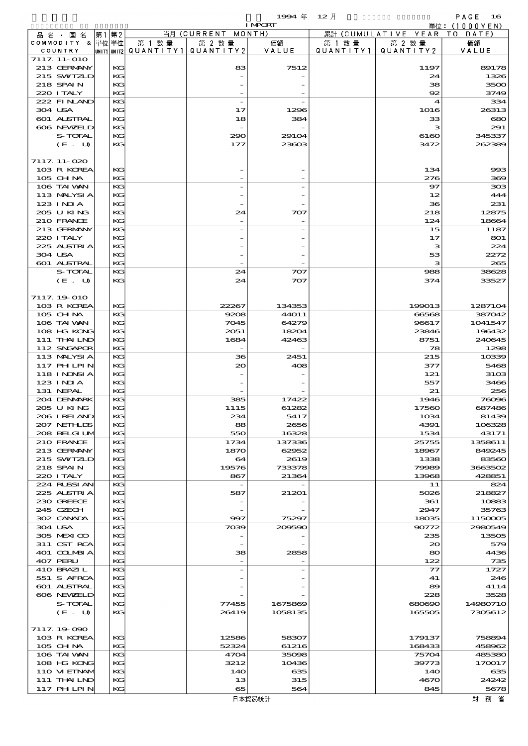1994 年 12 月 IMPORT

単位：(1000YEN)

| 品名・国名 COMMODITY & COUNTRY | 第1 UNIT1 | 第2 UNIT2 | 当月 (CURRENT MONTH) 第1数量 QUANTITY1 | 第2数量 QUANTITY2 | 価額 VALUE | 累計 (CUMULATIVE YEAR TO DATE) 第1数量 QUANTITY1 | 第2数量 QUANTITY2 | 価額 VALUE |
|---|---|---|---|---|---|---|---|---|
| 7117.11-010 | | | | | | | | |
| 213 GERMANY | | KG | | 83 | 7512 | | 1197 | 89178 |
| 215 SWITZLD | | KG | | - | - | | 24 | 1326 |
| 218 SPAIN | | KG | | - | - | | 38 | 3500 |
| 220 ITALY | | KG | | - | - | | 92 | 3749 |
| 222 FINLAND | | KG | | - | - | | 4 | 334 |
| 304 USA | | KG | | 17 | 1296 | | 1016 | 26313 |
| 601 AUSTRAL | | KG | | 18 | 384 | | 33 | 680 |
| 606 NEWZELD | | KG | | - | - | | 3 | 291 |
| S-TOTAL | | KG | | 290 | 29104 | | 6160 | 345337 |
| (E. U) | | KG | | 177 | 23603 | | 3472 | 262389 |
| 7117.11-020 | | | | | | | | |
| 103 R KOREA | | KG | | - | - | | 134 | 993 |
| 105 CHINA | | KG | | - | - | | 276 | 369 |
| 106 TAIWAN | | KG | | - | - | | 97 | 303 |
| 113 MALYSIA | | KG | | - | - | | 12 | 444 |
| 123 INDIA | | KG | | - | - | | 36 | 231 |
| 205 U KING | | KG | | 24 | 707 | | 218 | 12875 |
| 210 FRANCE | | KG | | - | - | | 124 | 18664 |
| 213 GERMANY | | KG | | - | - | | 15 | 1187 |
| 220 ITALY | | KG | | - | - | | 17 | 801 |
| 225 AUSTRIA | | KG | | - | - | | 3 | 224 |
| 304 USA | | KG | | - | - | | 53 | 2272 |
| 601 AUSTRAL | | KG | | - | - | | 3 | 265 |
| S-TOTAL | | KG | | 24 | 707 | | 988 | 38628 |
| (E. U) | | KG | | 24 | 707 | | 374 | 33527 |
| 7117.19-010 | | | | | | | | |
| 103 R KOREA | | KG | | 22267 | 134353 | | 199013 | 1287104 |
| 105 CHINA | | KG | | 9208 | 44011 | | 66568 | 387042 |
| 106 TAIWAN | | KG | | 7045 | 64279 | | 96617 | 1041547 |
| 108 HG KONG | | KG | | 2051 | 18204 | | 23846 | 196432 |
| 111 THAILND | | KG | | 1684 | 42463 | | 8751 | 240645 |
| 112 SNGAPOR | | KG | | - | - | | 78 | 1298 |
| 113 MALYSIA | | KG | | 36 | 2451 | | 215 | 10339 |
| 117 PHILPIN | | KG | | 20 | 408 | | 377 | 5468 |
| 118 INDNSIA | | KG | | - | - | | 121 | 3103 |
| 123 INDIA | | KG | | - | - | | 557 | 3466 |
| 131 NEPAL | | KG | | - | - | | 21 | 256 |
| 204 DENMARK | | KG | | 385 | 17422 | | 1946 | 76096 |
| 205 U KING | | KG | | 1115 | 61282 | | 17560 | 687486 |
| 206 IRELAND | | KG | | 234 | 5417 | | 1034 | 81439 |
| 207 NETHLDS | | KG | | 88 | 2656 | | 4391 | 106328 |
| 208 BELGIUM | | KG | | 550 | 16328 | | 1534 | 43171 |
| 210 FRANCE | | KG | | 1734 | 137336 | | 25755 | 1358611 |
| 213 GERMANY | | KG | | 1870 | 62952 | | 18967 | 849245 |
| 215 SWITZLD | | KG | | 64 | 2619 | | 1338 | 83560 |
| 218 SPAIN | | KG | | 19576 | 733378 | | 79989 | 3663502 |
| 220 ITALY | | KG | | 867 | 21364 | | 13968 | 428851 |
| 224 RUSSIAN | | KG | | - | - | | 11 | 824 |
| 225 AUSTRIA | | KG | | 587 | 21201 | | 5026 | 218827 |
| 230 GREECE | | KG | | - | - | | 361 | 10883 |
| 245 CZECH | | KG | | - | - | | 2947 | 35763 |
| 302 CANADA | | KG | | 997 | 75297 | | 18035 | 1150005 |
| 304 USA | | KG | | 7039 | 209590 | | 90772 | 2980549 |
| 305 MEXICO | | KG | | - | - | | 235 | 13505 |
| 311 CST RCA | | KG | | - | - | | 20 | 579 |
| 401 COLMBIA | | KG | | 38 | 2858 | | 80 | 4436 |
| 407 PERU | | KG | | - | - | | 122 | 735 |
| 410 BRAZIL | | KG | | - | - | | 77 | 1727 |
| 551 S AFRCA | | KG | | - | - | | 41 | 246 |
| 601 AUSTRAL | | KG | | - | - | | 89 | 4114 |
| 606 NEWZELD | | KG | | - | - | | 228 | 3528 |
| S-TOTAL | | KG | | 77455 | 1675869 | | 680690 | 14980710 |
| (E. U) | | KG | | 26419 | 1058135 | | 165505 | 7305612 |
| 7117.19-090 | | | | | | | | |
| 103 R KOREA | | KG | | 12586 | 58307 | | 179137 | 758894 |
| 105 CHINA | | KG | | 52324 | 61216 | | 168433 | 458962 |
| 106 TAIWAN | | KG | | 4704 | 35098 | | 75704 | 485380 |
| 108 HG KONG | | KG | | 3212 | 10436 | | 39773 | 170017 |
| 110 VIETNAM | | KG | | 140 | 635 | | 140 | 635 |
| 111 THAILND | | KG | | 13 | 315 | | 4670 | 24242 |
| 117 PHILPIN | | KG | | 65 | 564 | | 845 | 5678 |

日本貿易統計　　財務省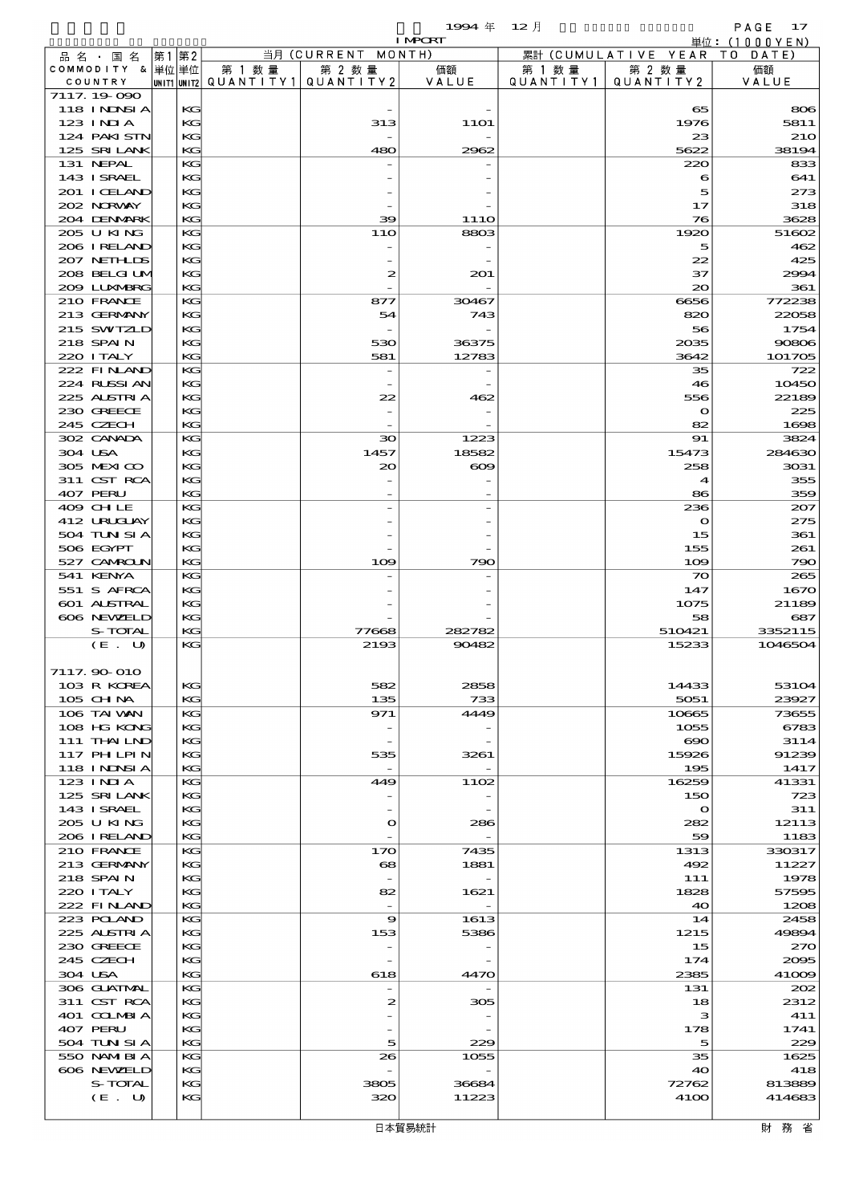1994 年 12 月 IMPORT 単位：(1000YEN)

| 品名・国名 COMMODITY & COUNTRY | 第1単位 UNIT1 | 第2単位 UNIT2 | 当月 (CURRENT MONTH) 第1数量 QUANTITY1 | 第2数量 QUANTITY2 | 価額 VALUE | 累計 (CUMULATIVE YEAR TO DATE) 第1数量 QUANTITY1 | 第2数量 QUANTITY2 | 価額 VALUE |
|---|---|---|---|---|---|---|---|---|
| 7117.19-090 | | | | | | | | |
| 118 INDNSIA | | KG | | - | - | | 65 | 806 |
| 123 INDIA | | KG | | 313 | 1101 | | 1976 | 5811 |
| 124 PAKISTN | | KG | | - | - | | 23 | 210 |
| 125 SRI LANK | | KG | | 480 | 2962 | | 5622 | 38194 |
| 131 NEPAL | | KG | | - | - | | 220 | 833 |
| 143 ISRAEL | | KG | | - | - | | 6 | 641 |
| 201 ICELAND | | KG | | - | - | | 5 | 273 |
| 202 NORWAY | | KG | | - | - | | 17 | 318 |
| 204 DENMARK | | KG | | 39 | 1110 | | 76 | 3628 |
| 205 U KING | | KG | | 110 | 8803 | | 1920 | 51602 |
| 206 IRELAND | | KG | | - | - | | 5 | 462 |
| 207 NETHLDS | | KG | | - | - | | 22 | 425 |
| 208 BELGIUM | | KG | | 2 | 201 | | 37 | 2994 |
| 209 LUXMBRG | | KG | | - | - | | 20 | 361 |
| 210 FRANCE | | KG | | 877 | 30467 | | 6656 | 772238 |
| 213 GERMANY | | KG | | 54 | 743 | | 820 | 22058 |
| 215 SWITZLD | | KG | | - | - | | 56 | 1754 |
| 218 SPAIN | | KG | | 530 | 36375 | | 2035 | 90806 |
| 220 ITALY | | KG | | 581 | 12783 | | 3642 | 101705 |
| 222 FINLAND | | KG | | - | - | | 35 | 722 |
| 224 RUSSIAN | | KG | | - | - | | 46 | 10450 |
| 225 AUSTRIA | | KG | | 22 | 462 | | 556 | 22189 |
| 230 GREECE | | KG | | - | - | | 0 | 225 |
| 245 CZECH | | KG | | - | - | | 82 | 1698 |
| 302 CANADA | | KG | | 30 | 1223 | | 91 | 3824 |
| 304 USA | | KG | | 1457 | 18582 | | 15473 | 284630 |
| 305 MEXICO | | KG | | 20 | 609 | | 258 | 3031 |
| 311 CST RCA | | KG | | - | - | | 4 | 355 |
| 407 PERU | | KG | | - | - | | 86 | 359 |
| 409 CHILE | | KG | | - | - | | 236 | 207 |
| 412 URUGUAY | | KG | | - | - | | 0 | 275 |
| 504 TUNISIA | | KG | | - | - | | 15 | 361 |
| 506 EGYPT | | KG | | - | - | | 155 | 261 |
| 527 CAMROUN | | KG | | 109 | 790 | | 109 | 790 |
| 541 KENYA | | KG | | - | - | | 70 | 265 |
| 551 S AFRCA | | KG | | - | - | | 147 | 1670 |
| 601 AUSTRAL | | KG | | - | - | | 1075 | 21189 |
| 606 NEWZELD | | KG | | - | - | | 58 | 687 |
| S-TOTAL | | KG | | 77668 | 282782 | | 510421 | 3352115 |
| (E. U) | | KG | | 2193 | 90482 | | 15233 | 1046504 |
| 7117.90-010 | | | | | | | | |
| 103 R KOREA | | KG | | 582 | 2858 | | 14433 | 53104 |
| 105 CHINA | | KG | | 135 | 733 | | 5051 | 23927 |
| 106 TAIWAN | | KG | | 971 | 4449 | | 10665 | 73655 |
| 108 HG KONG | | KG | | - | - | | 1055 | 6783 |
| 111 THAILND | | KG | | - | - | | 690 | 3114 |
| 117 PHILPIN | | KG | | 535 | 3261 | | 15926 | 91239 |
| 118 INDNSIA | | KG | | - | - | | 195 | 1417 |
| 123 INDIA | | KG | | 449 | 1102 | | 16259 | 41331 |
| 125 SRI LANK | | KG | | - | - | | 150 | 723 |
| 143 ISRAEL | | KG | | - | - | | 0 | 311 |
| 205 U KING | | KG | | 0 | 286 | | 282 | 12113 |
| 206 IRELAND | | KG | | - | - | | 59 | 1183 |
| 210 FRANCE | | KG | | 170 | 7435 | | 1313 | 330317 |
| 213 GERMANY | | KG | | 68 | 1881 | | 492 | 11227 |
| 218 SPAIN | | KG | | - | - | | 111 | 1978 |
| 220 ITALY | | KG | | 82 | 1621 | | 1828 | 57595 |
| 222 FINLAND | | KG | | - | - | | 40 | 1208 |
| 223 POLAND | | KG | | 9 | 1613 | | 14 | 2458 |
| 225 AUSTRIA | | KG | | 153 | 5386 | | 1215 | 49894 |
| 230 GREECE | | KG | | - | - | | 15 | 270 |
| 245 CZECH | | KG | | - | - | | 174 | 2095 |
| 304 USA | | KG | | 618 | 4470 | | 2385 | 41009 |
| 306 GUATMAL | | KG | | - | - | | 131 | 202 |
| 311 CST RCA | | KG | | 2 | 305 | | 18 | 2312 |
| 401 COLMBIA | | KG | | - | - | | 3 | 411 |
| 407 PERU | | KG | | - | - | | 178 | 1741 |
| 504 TUNISIA | | KG | | 5 | 229 | | 5 | 229 |
| 550 NAMIBIA | | KG | | 26 | 1055 | | 35 | 1625 |
| 606 NEWZELD | | KG | | - | - | | 40 | 418 |
| S-TOTAL | | KG | | 3805 | 36684 | | 72762 | 813889 |
| (E. U) | | KG | | 320 | 11223 | | 4100 | 414683 |

日本貿易統計　　財務省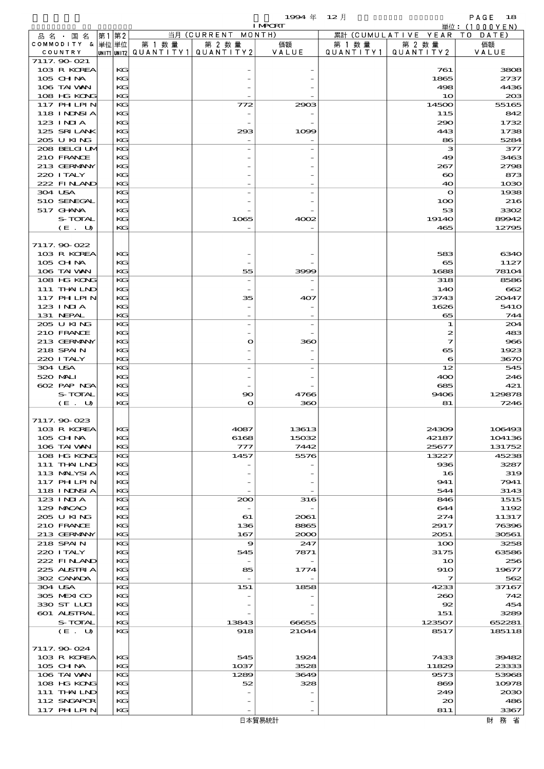1994 年 12 月

IMPORT

単位: (1000YEN)

| 品名・国名 COMMODITY & COUNTRY | 第1 単位 UNIT1 | 第2 単位 UNIT2 | 当月 (CURRENT MONTH) 第1数量 QUANTITY1 | 第2数量 QUANTITY2 | 価額 VALUE | 累計 (CUMULATIVE YEAR TO DATE) 第1数量 QUANTITY1 | 第2数量 QUANTITY2 | 価額 VALUE |
|---|---|---|---|---|---|---|---|---|
| 7117.90-021 | | | | | | | | |
| 103 R KOREA | | KG | | - | - | | 761 | 3808 |
| 105 CHINA | | KG | | - | - | | 1865 | 2737 |
| 106 TAIWAN | | KG | | - | - | | 498 | 4436 |
| 108 HG KONG | | KG | | - | - | | 10 | 203 |
| 117 PHILPIN | | KG | | 772 | 2903 | | 14500 | 55165 |
| 118 INDNSIA | | KG | | - | - | | 115 | 842 |
| 123 INDIA | | KG | | - | - | | 290 | 1732 |
| 125 SRI LANK | | KG | | 293 | 1099 | | 443 | 1738 |
| 205 U KING | | KG | | - | - | | 86 | 5284 |
| 208 BELGIUM | | KG | | - | - | | 3 | 377 |
| 210 FRANCE | | KG | | - | - | | 49 | 3463 |
| 213 GERMANY | | KG | | - | - | | 267 | 2798 |
| 220 ITALY | | KG | | - | - | | 60 | 873 |
| 222 FINLAND | | KG | | - | - | | 40 | 1030 |
| 304 USA | | KG | | - | - | | 0 | 1938 |
| 510 SENEGAL | | KG | | - | - | | 100 | 216 |
| 517 GHANA | | KG | | - | - | | 53 | 3302 |
| S-TOTAL | | KG | | 1065 | 4002 | | 19140 | 89942 |
| (E. U) | | KG | | - | - | | 465 | 12795 |
| 7117.90-022 | | | | | | | | |
| 103 R KOREA | | KG | | - | - | | 583 | 6340 |
| 105 CHINA | | KG | | - | - | | 65 | 1127 |
| 106 TAIWAN | | KG | | 55 | 3999 | | 1688 | 78104 |
| 108 HG KONG | | KG | | - | - | | 318 | 8586 |
| 111 THAILND | | KG | | - | - | | 140 | 662 |
| 117 PHILPIN | | KG | | 35 | 407 | | 3743 | 20447 |
| 123 INDIA | | KG | | - | - | | 1626 | 5410 |
| 131 NEPAL | | KG | | - | - | | 65 | 744 |
| 205 U KING | | KG | | - | - | | 1 | 204 |
| 210 FRANCE | | KG | | - | - | | 2 | 483 |
| 213 GERMANY | | KG | | 0 | 360 | | 7 | 966 |
| 218 SPAIN | | KG | | - | - | | 65 | 1923 |
| 220 ITALY | | KG | | - | - | | 6 | 3670 |
| 304 USA | | KG | | - | - | | 12 | 545 |
| 520 MALI | | KG | | - | - | | 400 | 246 |
| 602 PAP NGA | | KG | | - | - | | 685 | 421 |
| S-TOTAL | | KG | | 90 | 4766 | | 9406 | 129878 |
| (E. U) | | KG | | 0 | 360 | | 81 | 7246 |
| 7117.90-023 | | | | | | | | |
| 103 R KOREA | | KG | | 4087 | 13613 | | 24309 | 106493 |
| 105 CHINA | | KG | | 6168 | 15032 | | 42187 | 104136 |
| 106 TAIWAN | | KG | | 777 | 7442 | | 25677 | 131752 |
| 108 HG KONG | | KG | | 1457 | 5576 | | 13227 | 45238 |
| 111 THAILND | | KG | | - | - | | 936 | 3287 |
| 113 MALYSIA | | KG | | - | - | | 16 | 319 |
| 117 PHILPIN | | KG | | - | - | | 941 | 7941 |
| 118 INDNSIA | | KG | | - | - | | 544 | 3143 |
| 123 INDIA | | KG | | 200 | 316 | | 846 | 1515 |
| 129 MACAO | | KG | | - | - | | 644 | 1192 |
| 205 U KING | | KG | | 61 | 2061 | | 274 | 11317 |
| 210 FRANCE | | KG | | 136 | 8865 | | 2917 | 76396 |
| 213 GERMANY | | KG | | 167 | 2000 | | 2051 | 30561 |
| 218 SPAIN | | KG | | 9 | 247 | | 100 | 3258 |
| 220 ITALY | | KG | | 545 | 7871 | | 3175 | 63586 |
| 222 FINLAND | | KG | | - | - | | 10 | 256 |
| 225 AUSTRIA | | KG | | 85 | 1774 | | 910 | 19677 |
| 302 CANADA | | KG | | - | - | | 7 | 562 |
| 304 USA | | KG | | 151 | 1858 | | 4233 | 37167 |
| 305 MEXICO | | KG | | - | - | | 260 | 742 |
| 330 ST LUCI | | KG | | - | - | | 92 | 454 |
| 601 AUSTRAL | | KG | | - | - | | 151 | 3289 |
| S-TOTAL | | KG | | 13843 | 66655 | | 123507 | 652281 |
| (E. U) | | KG | | 918 | 21044 | | 8517 | 185118 |
| 7117.90-024 | | | | | | | | |
| 103 R KOREA | | KG | | 545 | 1924 | | 7433 | 39482 |
| 105 CHINA | | KG | | 1037 | 3528 | | 11829 | 23333 |
| 106 TAIWAN | | KG | | 1289 | 3649 | | 9573 | 53968 |
| 108 HG KONG | | KG | | 52 | 328 | | 869 | 10978 |
| 111 THAILND | | KG | | - | - | | 249 | 2030 |
| 112 SNGAPOR | | KG | | - | - | | 20 | 486 |
| 117 PHILPIN | | KG | | - | - | | 811 | 3367 |

日本貿易統計　　財務省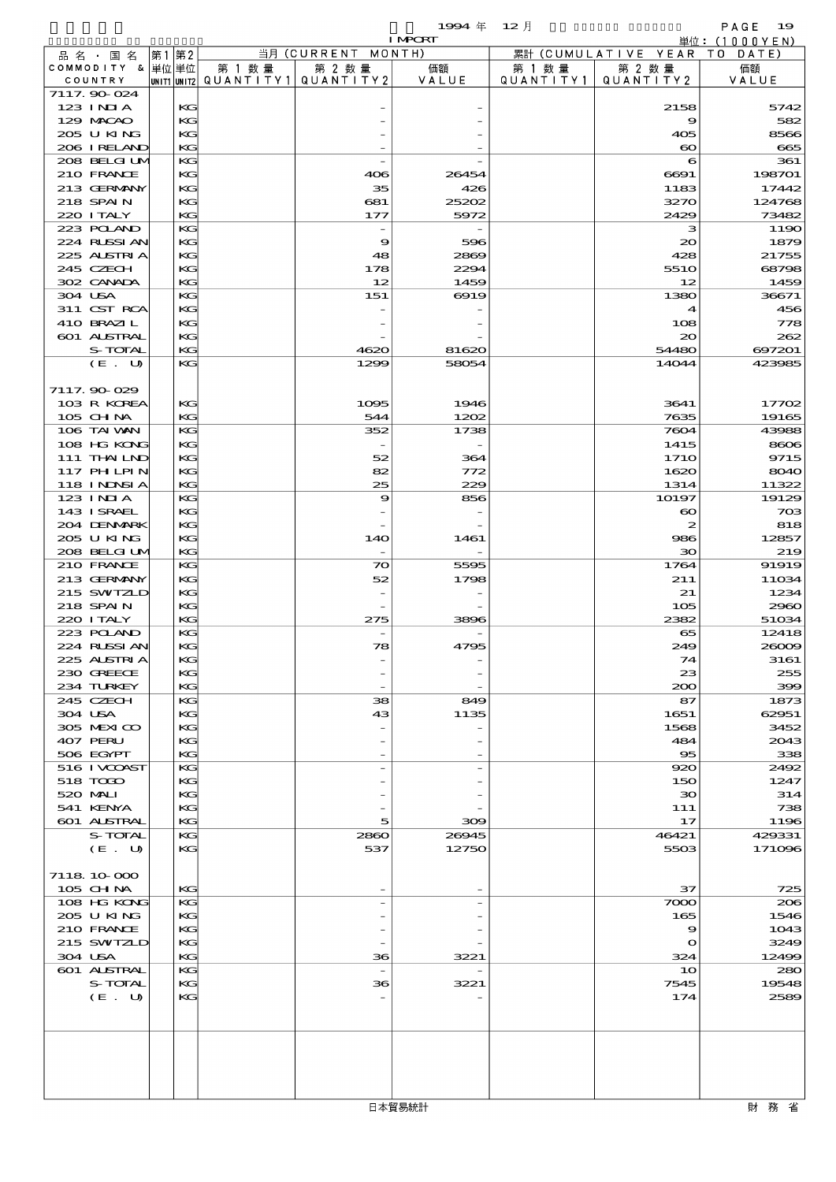1994 年 12 月 IMPORT

単位：(1000YEN)

| 品名・国名 COMMODITY & COUNTRY | 第1 単位 UNIT1 | 第2 単位 UNIT2 | 当月 (CURRENT MONTH) 第1数量 QUANTITY1 | 第2数量 QUANTITY2 | 価額 VALUE | 累計 (CUMULATIVE YEAR TO DATE) 第1数量 QUANTITY1 | 第2数量 QUANTITY2 | 価額 VALUE |
|---|---|---|---|---|---|---|---|---|
| 7117.90-024 | | | | | | | | |
| 123 INDIA | | KG | | - | - | | 2158 | 5742 |
| 129 MACAO | | KG | | - | - | | 9 | 582 |
| 205 U KING | | KG | | - | - | | 405 | 8566 |
| 206 IRELAND | | KG | | - | - | | 60 | 665 |
| 208 BELGIUM | | KG | | - | - | | 6 | 361 |
| 210 FRANCE | | KG | | 406 | 26454 | | 6691 | 198701 |
| 213 GERMANY | | KG | | 35 | 426 | | 1183 | 17442 |
| 218 SPAIN | | KG | | 681 | 25202 | | 3270 | 124768 |
| 220 ITALY | | KG | | 177 | 5972 | | 2429 | 73482 |
| 223 POLAND | | KG | | - | - | | 3 | 1190 |
| 224 RUSSIAN | | KG | | 9 | 596 | | 20 | 1879 |
| 225 AUSTRIA | | KG | | 48 | 2869 | | 428 | 21755 |
| 245 CZECH | | KG | | 178 | 2294 | | 5510 | 68798 |
| 302 CANADA | | KG | | 12 | 1459 | | 12 | 1459 |
| 304 USA | | KG | | 151 | 6919 | | 1380 | 36671 |
| 311 CST RCA | | KG | | - | - | | 4 | 456 |
| 410 BRAZIL | | KG | | - | - | | 108 | 778 |
| 601 AUSTRAL | | KG | | - | - | | 20 | 262 |
| S-TOTAL | | KG | | 4620 | 81620 | | 54480 | 697201 |
| (E. U) | | KG | | 1299 | 58054 | | 14044 | 423985 |
| 7117.90-029 | | | | | | | | |
| 103 R KOREA | | KG | | 1095 | 1946 | | 3641 | 17702 |
| 105 CHINA | | KG | | 544 | 1202 | | 7635 | 19165 |
| 106 TAIWAN | | KG | | 352 | 1738 | | 7604 | 43988 |
| 108 HG KONG | | KG | | - | - | | 1415 | 8606 |
| 111 THAILND | | KG | | 52 | 364 | | 1710 | 9715 |
| 117 PHILPIN | | KG | | 82 | 772 | | 1620 | 8040 |
| 118 INDNSIA | | KG | | 25 | 229 | | 1314 | 11322 |
| 123 INDIA | | KG | | 9 | 856 | | 10197 | 19129 |
| 143 ISRAEL | | KG | | - | - | | 60 | 703 |
| 204 DENMARK | | KG | | - | - | | 2 | 818 |
| 205 U KING | | KG | | 140 | 1461 | | 986 | 12857 |
| 208 BELGIUM | | KG | | - | - | | 30 | 219 |
| 210 FRANCE | | KG | | 70 | 5595 | | 1764 | 91919 |
| 213 GERMANY | | KG | | 52 | 1798 | | 211 | 11034 |
| 215 SWITZLD | | KG | | - | - | | 21 | 1234 |
| 218 SPAIN | | KG | | - | - | | 105 | 2960 |
| 220 ITALY | | KG | | 275 | 3896 | | 2382 | 51034 |
| 223 POLAND | | KG | | - | - | | 65 | 12418 |
| 224 RUSSIAN | | KG | | 78 | 4795 | | 249 | 26009 |
| 225 AUSTRIA | | KG | | - | - | | 74 | 3161 |
| 230 GREECE | | KG | | - | - | | 23 | 255 |
| 234 TURKEY | | KG | | - | - | | 200 | 399 |
| 245 CZECH | | KG | | 38 | 849 | | 87 | 1873 |
| 304 USA | | KG | | 43 | 1135 | | 1651 | 62951 |
| 305 MEXICO | | KG | | - | - | | 1568 | 3452 |
| 407 PERU | | KG | | - | - | | 484 | 2043 |
| 506 EGYPT | | KG | | - | - | | 95 | 338 |
| 516 IVCOAST | | KG | | - | - | | 920 | 2492 |
| 518 TOGO | | KG | | - | - | | 150 | 1247 |
| 520 MALI | | KG | | - | - | | 30 | 314 |
| 541 KENYA | | KG | | - | - | | 111 | 738 |
| 601 AUSTRAL | | KG | | 5 | 309 | | 17 | 1196 |
| S-TOTAL | | KG | | 2860 | 26945 | | 46421 | 429331 |
| (E. U) | | KG | | 537 | 12750 | | 5503 | 171096 |
| 7118.10-000 | | | | | | | | |
| 105 CHINA | | KG | | - | - | | 37 | 725 |
| 108 HG KONG | | KG | | - | - | | 7000 | 206 |
| 205 U KING | | KG | | - | - | | 165 | 1546 |
| 210 FRANCE | | KG | | - | - | | 9 | 1043 |
| 215 SWITZLD | | KG | | - | - | | 0 | 3249 |
| 304 USA | | KG | | 36 | 3221 | | 324 | 12499 |
| 601 AUSTRAL | | KG | | - | - | | 10 | 280 |
| S-TOTAL | | KG | | 36 | 3221 | | 7545 | 19548 |
| (E. U) | | KG | | - | - | | 174 | 2589 |

日本貿易統計　財務省